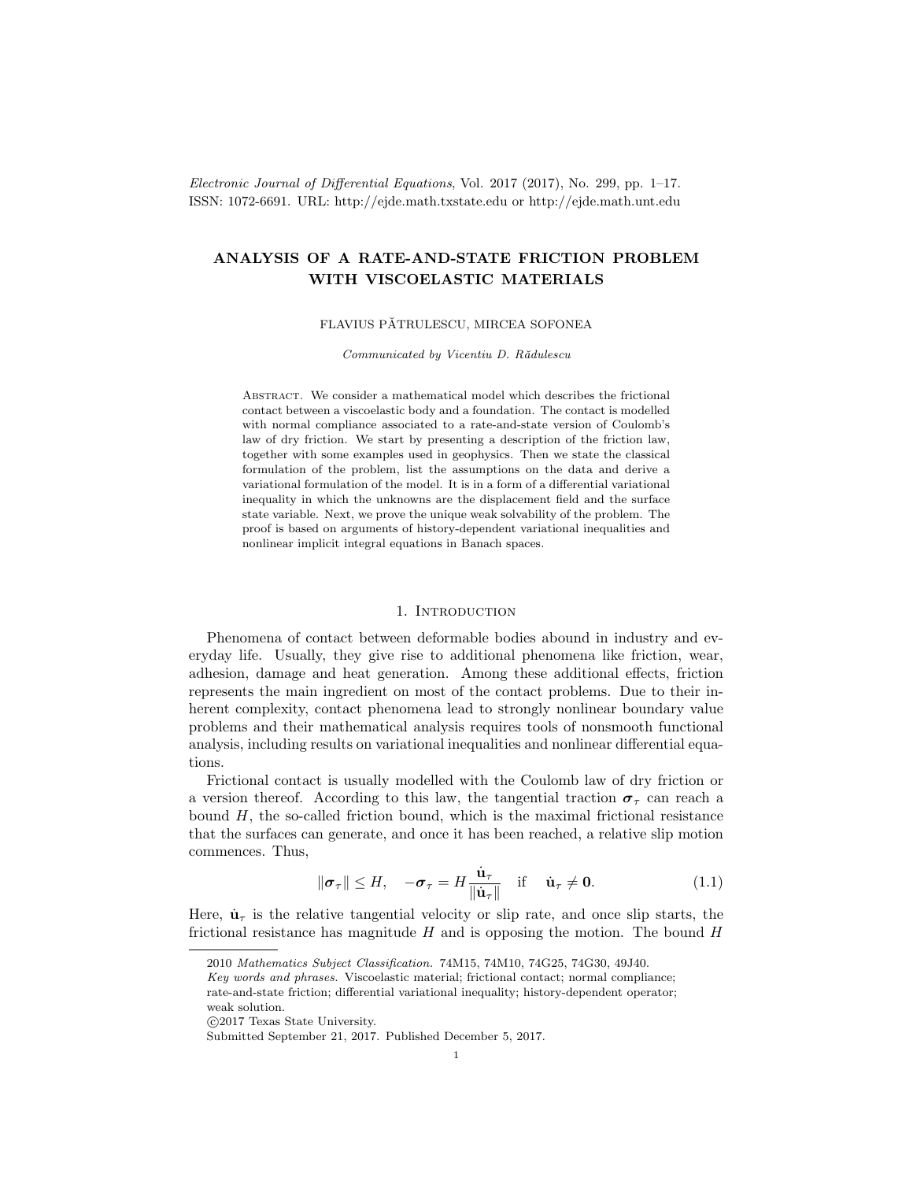# ANALYSIS OF A RATE-AND-STATE FRICTION PROBLEM WITH VISCOELASTIC MATERIALS

FLAVIUS PĂTRULESCU, MIRCEA SOFONEA

*Communicated by Vicentiu D. Rădulescu*

Abstract. We consider a mathematical model which describes the frictional contact between a viscoelastic body and a foundation. The contact is modelled with normal compliance associated to a rate-and-state version of Coulomb's law of dry friction. We start by presenting a description of the friction law, together with some examples used in geophysics. Then we state the classical formulation of the problem, list the assumptions on the data and derive a variational formulation of the model. It is in a form of a differential variational inequality in which the unknowns are the displacement field and the surface state variable. Next, we prove the unique weak solvability of the problem. The proof is based on arguments of history-dependent variational inequalities and nonlinear implicit integral equations in Banach spaces.

## 1. Introduction

Phenomena of contact between deformable bodies abound in industry and everyday life. Usually, they give rise to additional phenomena like friction, wear, adhesion, damage and heat generation. Among these additional effects, friction represents the main ingredient on most of the contact problems. Due to their inherent complexity, contact phenomena lead to strongly nonlinear boundary value problems and their mathematical analysis requires tools of nonsmooth functional analysis, including results on variational inequalities and nonlinear differential equations.

Frictional contact is usually modelled with the Coulomb law of dry friction or a version thereof. According to this law, the tangential traction $\boldsymbol{\sigma}_\tau$ can reach a bound $H$, the so-called friction bound, which is the maximal frictional resistance that the surfaces can generate, and once it has been reached, a relative slip motion commences. Thus,

$$\|\boldsymbol{\sigma}_\tau\| \le H, \quad -\boldsymbol{\sigma}_\tau = H\frac{\dot{\mathbf{u}}_\tau}{\|\dot{\mathbf{u}}_\tau\|} \quad \text{if} \quad \dot{\mathbf{u}}_\tau \neq \mathbf{0}. \tag{1.1}$$

Here, $\dot{\mathbf{u}}_\tau$ is the relative tangential velocity or slip rate, and once slip starts, the frictional resistance has magnitude $H$ and is opposing the motion. The bound $H$

2010 *Mathematics Subject Classification.* 74M15, 74M10, 74G25, 74G30, 49J40.
*Key words and phrases.* Viscoelastic material; frictional contact; normal compliance; rate-and-state friction; differential variational inequality; history-dependent operator; weak solution.
©2017 Texas State University.
Submitted September 21, 2017. Published December 5, 2017.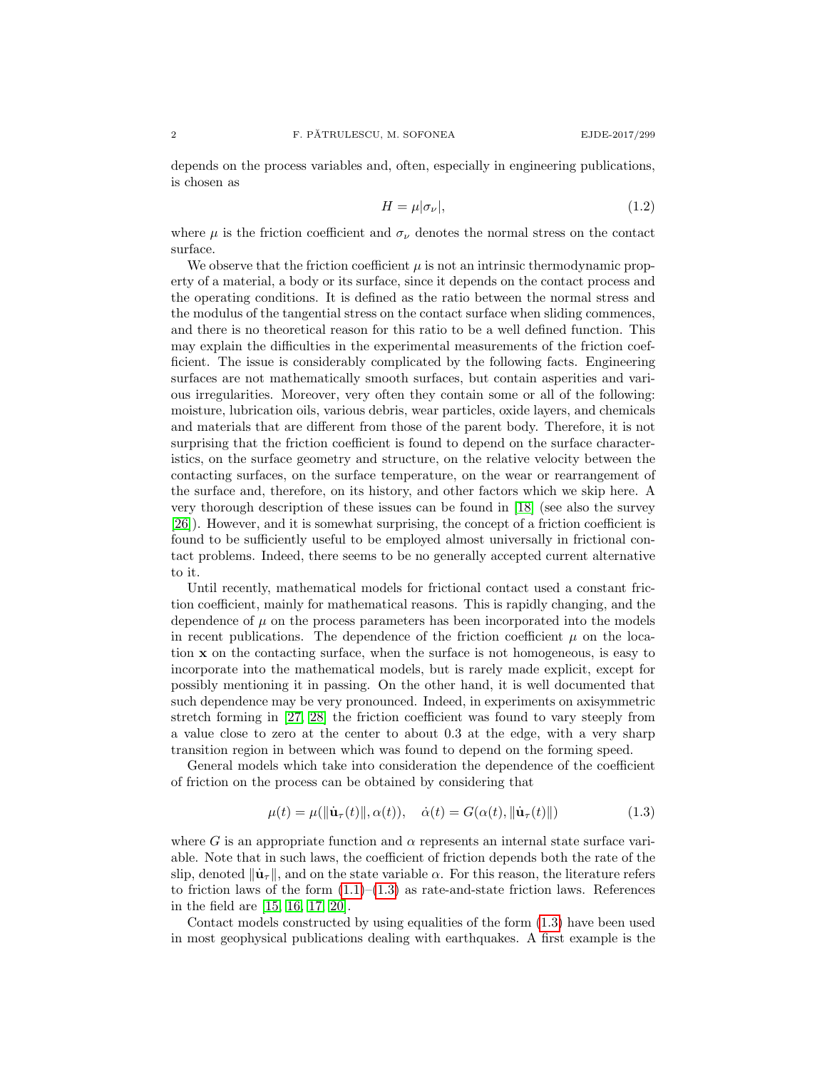depends on the process variables and, often, especially in engineering publications, is chosen as

$$H = \mu|\sigma_\nu|, \tag{1.2}$$

where $\mu$ is the friction coefficient and $\sigma_\nu$ denotes the normal stress on the contact surface.

We observe that the friction coefficient $\mu$ is not an intrinsic thermodynamic property of a material, a body or its surface, since it depends on the contact process and the operating conditions. It is defined as the ratio between the normal stress and the modulus of the tangential stress on the contact surface when sliding commences, and there is no theoretical reason for this ratio to be a well defined function. This may explain the difficulties in the experimental measurements of the friction coefficient. The issue is considerably complicated by the following facts. Engineering surfaces are not mathematically smooth surfaces, but contain asperities and various irregularities. Moreover, very often they contain some or all of the following: moisture, lubrication oils, various debris, wear particles, oxide layers, and chemicals and materials that are different from those of the parent body. Therefore, it is not surprising that the friction coefficient is found to depend on the surface characteristics, on the surface geometry and structure, on the relative velocity between the contacting surfaces, on the surface temperature, on the wear or rearrangement of the surface and, therefore, on its history, and other factors which we skip here. A very thorough description of these issues can be found in [18] (see also the survey [26]). However, and it is somewhat surprising, the concept of a friction coefficient is found to be sufficiently useful to be employed almost universally in frictional contact problems. Indeed, there seems to be no generally accepted current alternative to it.

Until recently, mathematical models for frictional contact used a constant friction coefficient, mainly for mathematical reasons. This is rapidly changing, and the dependence of $\mu$ on the process parameters has been incorporated into the models in recent publications. The dependence of the friction coefficient $\mu$ on the location $\mathbf{x}$ on the contacting surface, when the surface is not homogeneous, is easy to incorporate into the mathematical models, but is rarely made explicit, except for possibly mentioning it in passing. On the other hand, it is well documented that such dependence may be very pronounced. Indeed, in experiments on axisymmetric stretch forming in [27, 28] the friction coefficient was found to vary steeply from a value close to zero at the center to about 0.3 at the edge, with a very sharp transition region in between which was found to depend on the forming speed.

General models which take into consideration the dependence of the coefficient of friction on the process can be obtained by considering that

$$\mu(t) = \mu(\|\dot{\mathbf{u}}_\tau(t)\|, \alpha(t)), \quad \dot{\alpha}(t) = G(\alpha(t), \|\dot{\mathbf{u}}_\tau(t)\|) \tag{1.3}$$

where $G$ is an appropriate function and $\alpha$ represents an internal state surface variable. Note that in such laws, the coefficient of friction depends both the rate of the slip, denoted $\|\dot{\mathbf{u}}_\tau\|$, and on the state variable $\alpha$. For this reason, the literature refers to friction laws of the form (1.1)–(1.3) as rate-and-state friction laws. References in the field are [15, 16, 17, 20].

Contact models constructed by using equalities of the form (1.3) have been used in most geophysical publications dealing with earthquakes. A first example is the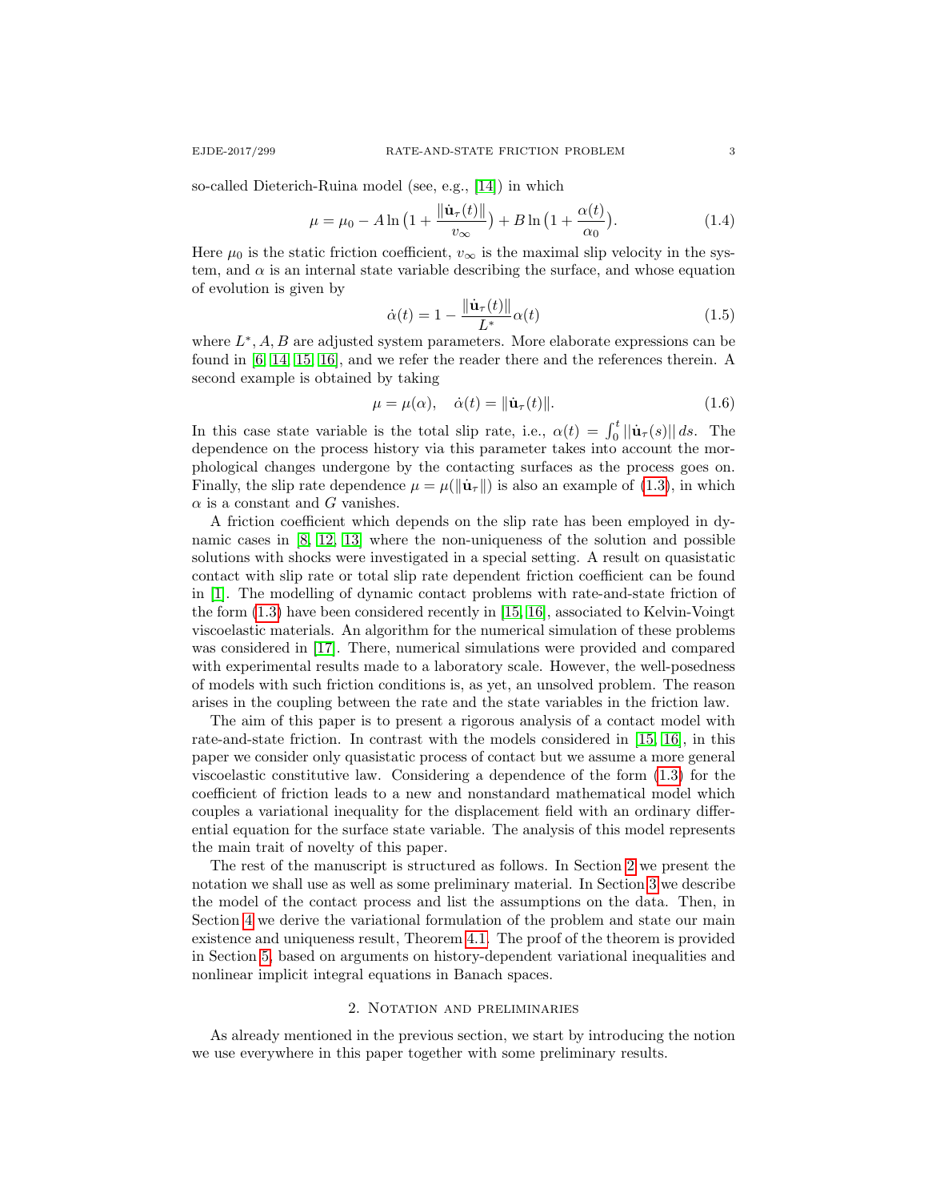so-called Dieterich-Ruina model (see, e.g., [14]) in which

$$\mu = \mu_0 - A\ln\big(1 + \frac{\|\dot{\mathbf{u}}_\tau(t)\|}{v_\infty}\big) + B\ln\big(1 + \frac{\alpha(t)}{\alpha_0}\big). \tag{1.4}$$

Here $\mu_0$ is the static friction coefficient, $v_\infty$ is the maximal slip velocity in the system, and $\alpha$ is an internal state variable describing the surface, and whose equation of evolution is given by

$$\dot{\alpha}(t) = 1 - \frac{\|\dot{\mathbf{u}}_\tau(t)\|}{L^*}\alpha(t) \tag{1.5}$$

where $L^*, A, B$ are adjusted system parameters. More elaborate expressions can be found in [6, 14, 15, 16], and we refer the reader there and the references therein. A second example is obtained by taking

$$\mu = \mu(\alpha), \quad \dot{\alpha}(t) = \|\dot{\mathbf{u}}_\tau(t)\|. \tag{1.6}$$

In this case state variable is the total slip rate, i.e., $\alpha(t) = \int_0^t \|\dot{\mathbf{u}}_\tau(s)\|\,ds$. The dependence on the process history via this parameter takes into account the morphological changes undergone by the contacting surfaces as the process goes on. Finally, the slip rate dependence $\mu = \mu(\|\dot{\mathbf{u}}_\tau\|)$ is also an example of (1.3), in which $\alpha$ is a constant and $G$ vanishes.

A friction coefficient which depends on the slip rate has been employed in dynamic cases in [8, 12, 13] where the non-uniqueness of the solution and possible solutions with shocks were investigated in a special setting. A result on quasistatic contact with slip rate or total slip rate dependent friction coefficient can be found in [1]. The modelling of dynamic contact problems with rate-and-state friction of the form (1.3) have been considered recently in [15, 16], associated to Kelvin-Voingt viscoelastic materials. An algorithm for the numerical simulation of these problems was considered in [17]. There, numerical simulations were provided and compared with experimental results made to a laboratory scale. However, the well-posedness of models with such friction conditions is, as yet, an unsolved problem. The reason arises in the coupling between the rate and the state variables in the friction law.

The aim of this paper is to present a rigorous analysis of a contact model with rate-and-state friction. In contrast with the models considered in [15, 16], in this paper we consider only quasistatic process of contact but we assume a more general viscoelastic constitutive law. Considering a dependence of the form (1.3) for the coefficient of friction leads to a new and nonstandard mathematical model which couples a variational inequality for the displacement field with an ordinary differential equation for the surface state variable. The analysis of this model represents the main trait of novelty of this paper.

The rest of the manuscript is structured as follows. In Section 2 we present the notation we shall use as well as some preliminary material. In Section 3 we describe the model of the contact process and list the assumptions on the data. Then, in Section 4 we derive the variational formulation of the problem and state our main existence and uniqueness result, Theorem 4.1. The proof of the theorem is provided in Section 5, based on arguments on history-dependent variational inequalities and nonlinear implicit integral equations in Banach spaces.

## 2. Notation and preliminaries

As already mentioned in the previous section, we start by introducing the notion we use everywhere in this paper together with some preliminary results.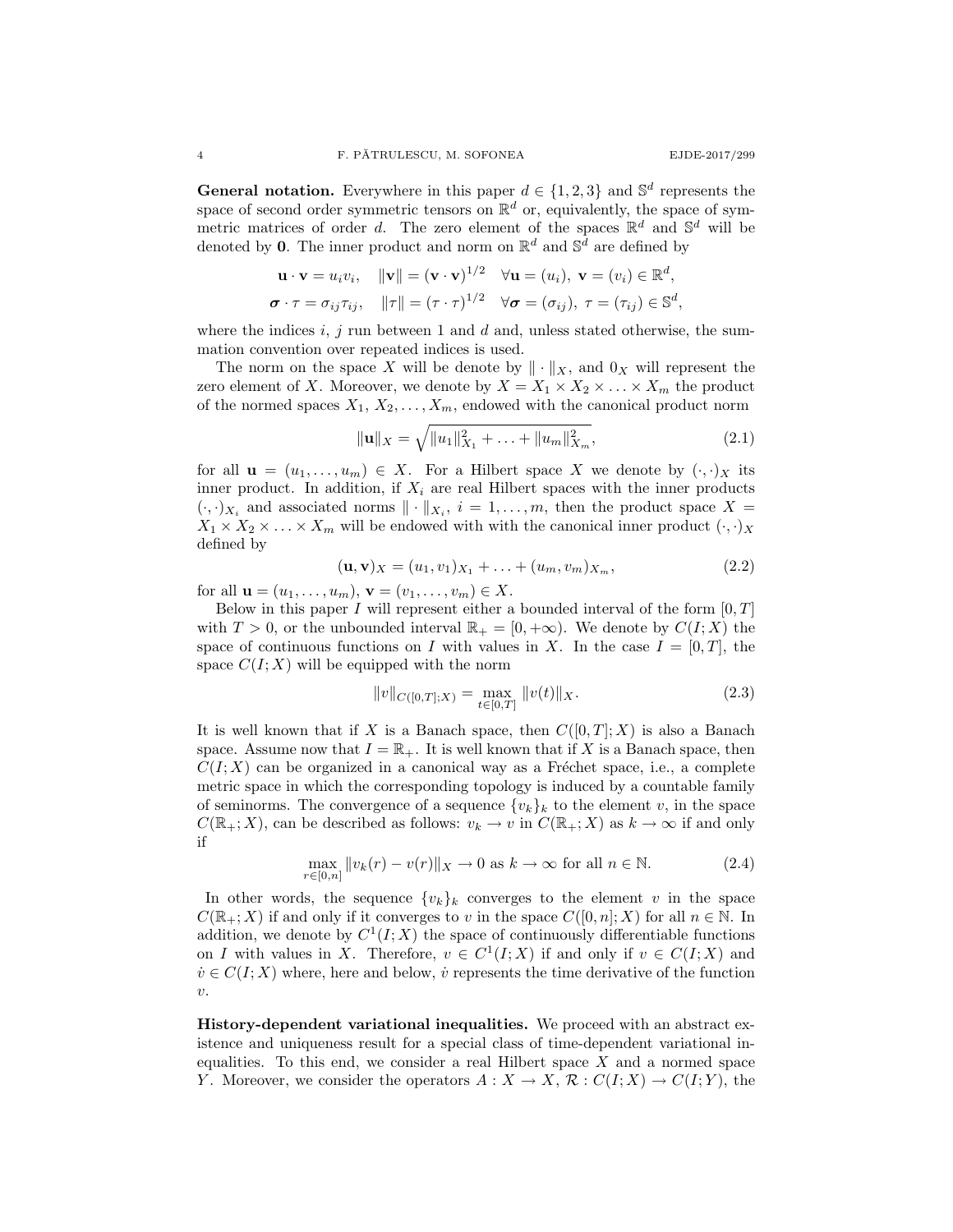**General notation.** Everywhere in this paper $d \in \{1,2,3\}$ and $\mathbb{S}^d$ represents the space of second order symmetric tensors on $\mathbb{R}^d$ or, equivalently, the space of symmetric matrices of order $d$. The zero element of the spaces $\mathbb{R}^d$ and $\mathbb{S}^d$ will be denoted by $\mathbf{0}$. The inner product and norm on $\mathbb{R}^d$ and $\mathbb{S}^d$ are defined by

$$\mathbf{u}\cdot\mathbf{v} = u_i v_i, \quad \|\mathbf{v}\| = (\mathbf{v}\cdot\mathbf{v})^{1/2} \quad \forall \mathbf{u} = (u_i),\ \mathbf{v} = (v_i) \in \mathbb{R}^d,$$
$$\boldsymbol{\sigma}\cdot\tau = \sigma_{ij}\tau_{ij}, \quad \|\tau\| = (\tau\cdot\tau)^{1/2} \quad \forall \boldsymbol{\sigma} = (\sigma_{ij}),\ \tau = (\tau_{ij}) \in \mathbb{S}^d,$$

where the indices $i$, $j$ run between 1 and $d$ and, unless stated otherwise, the summation convention over repeated indices is used.

The norm on the space $X$ will be denote by $\|\cdot\|_X$, and $0_X$ will represent the zero element of $X$. Moreover, we denote by $X = X_1 \times X_2 \times \ldots \times X_m$ the product of the normed spaces $X_1, X_2, \ldots, X_m$, endowed with the canonical product norm

$$\|\mathbf{u}\|_X = \sqrt{\|u_1\|_{X_1}^2 + \ldots + \|u_m\|_{X_m}^2}, \tag{2.1}$$

for all $\mathbf{u} = (u_1, \ldots, u_m) \in X$. For a Hilbert space $X$ we denote by $(\cdot,\cdot)_X$ its inner product. In addition, if $X_i$ are real Hilbert spaces with the inner products $(\cdot,\cdot)_{X_i}$ and associated norms $\|\cdot\|_{X_i}$, $i = 1, \ldots, m$, then the product space $X = X_1 \times X_2 \times \ldots \times X_m$ will be endowed with with the canonical inner product $(\cdot,\cdot)_X$ defined by

$$(\mathbf{u}, \mathbf{v})_X = (u_1, v_1)_{X_1} + \ldots + (u_m, v_m)_{X_m}, \tag{2.2}$$

for all $\mathbf{u} = (u_1, \ldots, u_m)$, $\mathbf{v} = (v_1, \ldots, v_m) \in X$.

Below in this paper $I$ will represent either a bounded interval of the form $[0,T]$ with $T > 0$, or the unbounded interval $\mathbb{R}_+ = [0, +\infty)$. We denote by $C(I;X)$ the space of continuous functions on $I$ with values in $X$. In the case $I = [0,T]$, the space $C(I;X)$ will be equipped with the norm

$$\|v\|_{C([0,T];X)} = \max_{t\in[0,T]} \|v(t)\|_X. \tag{2.3}$$

It is well known that if $X$ is a Banach space, then $C([0,T];X)$ is also a Banach space. Assume now that $I = \mathbb{R}_+$. It is well known that if $X$ is a Banach space, then $C(I;X)$ can be organized in a canonical way as a Fréchet space, i.e., a complete metric space in which the corresponding topology is induced by a countable family of seminorms. The convergence of a sequence $\{v_k\}_k$ to the element $v$, in the space $C(\mathbb{R}_+;X)$, can be described as follows: $v_k \to v$ in $C(\mathbb{R}_+;X)$ as $k \to \infty$ if and only if

$$\max_{r\in[0,n]} \|v_k(r) - v(r)\|_X \to 0 \text{ as } k \to \infty \text{ for all } n \in \mathbb{N}. \tag{2.4}$$

In other words, the sequence $\{v_k\}_k$ converges to the element $v$ in the space $C(\mathbb{R}_+;X)$ if and only if it converges to $v$ in the space $C([0,n];X)$ for all $n \in \mathbb{N}$. In addition, we denote by $C^1(I;X)$ the space of continuously differentiable functions on $I$ with values in $X$. Therefore, $v \in C^1(I;X)$ if and only if $v \in C(I;X)$ and $\dot{v} \in C(I;X)$ where, here and below, $\dot{v}$ represents the time derivative of the function $v$.

**History-dependent variational inequalities.** We proceed with an abstract existence and uniqueness result for a special class of time-dependent variational inequalities. To this end, we consider a real Hilbert space $X$ and a normed space $Y$. Moreover, we consider the operators $A : X \to X$, $\mathcal{R} : C(I;X) \to C(I;Y)$, the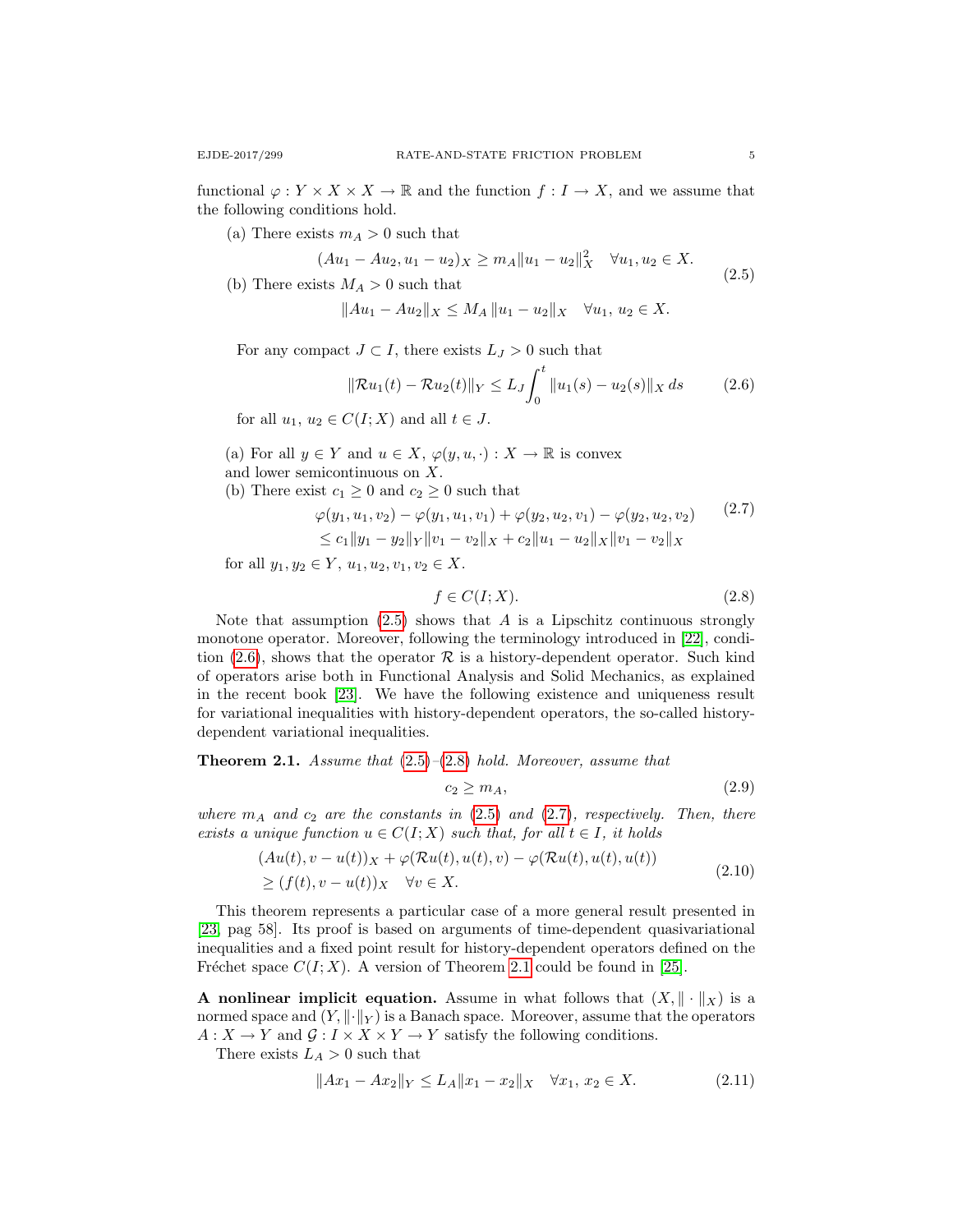functional $\varphi : Y \times X \times X \to \mathbb{R}$ and the function $f : I \to X$, and we assume that the following conditions hold.

$$
\begin{aligned}
&\text{(a) There exists } m_A > 0 \text{ such that} \\
&\qquad (Au_1 - Au_2, u_1 - u_2)_X \geq m_A \|u_1 - u_2\|_X^2 \quad \forall u_1, u_2 \in X. \\
&\text{(b) There exists } M_A > 0 \text{ such that} \\
&\qquad \|Au_1 - Au_2\|_X \leq M_A \|u_1 - u_2\|_X \quad \forall u_1,\, u_2 \in X.
\end{aligned}
\tag{2.5}
$$

For any compact $J \subset I$, there exists $L_J > 0$ such that

$$
\|\mathcal{R}u_1(t) - \mathcal{R}u_2(t)\|_Y \leq L_J \int_0^t \|u_1(s) - u_2(s)\|_X \, ds \tag{2.6}
$$

for all $u_1,\, u_2 \in C(I; X)$ and all $t \in J$.

$$
\begin{aligned}
&\text{(a) For all } y \in Y \text{ and } u \in X,\ \varphi(y, u, \cdot) : X \to \mathbb{R} \text{ is convex} \\
&\text{and lower semicontinuous on } X. \\
&\text{(b) There exist } c_1 \geq 0 \text{ and } c_2 \geq 0 \text{ such that} \\
&\qquad \varphi(y_1, u_1, v_2) - \varphi(y_1, u_1, v_1) + \varphi(y_2, u_2, v_1) - \varphi(y_2, u_2, v_2) \\
&\qquad \leq c_1 \|y_1 - y_2\|_Y \|v_1 - v_2\|_X + c_2 \|u_1 - u_2\|_X \|v_1 - v_2\|_X
\end{aligned}
\tag{2.7}
$$

for all $y_1, y_2 \in Y$, $u_1, u_2, v_1, v_2 \in X$.

$$
f \in C(I; X). \tag{2.8}
$$

Note that assumption (2.5) shows that $A$ is a Lipschitz continuous strongly monotone operator. Moreover, following the terminology introduced in [22], condition (2.6), shows that the operator $\mathcal{R}$ is a history-dependent operator. Such kind of operators arise both in Functional Analysis and Solid Mechanics, as explained in the recent book [23]. We have the following existence and uniqueness result for variational inequalities with history-dependent operators, the so-called history-dependent variational inequalities.

**Theorem 2.1.** *Assume that (2.5)–(2.8) hold. Moreover, assume that*

$$
c_2 \geq m_A, \tag{2.9}
$$

*where $m_A$ and $c_2$ are the constants in (2.5) and (2.7), respectively. Then, there exists a unique function $u \in C(I; X)$ such that, for all $t \in I$, it holds*

$$
\begin{aligned}
&(Au(t), v - u(t))_X + \varphi(\mathcal{R}u(t), u(t), v) - \varphi(\mathcal{R}u(t), u(t), u(t)) \\
&\geq (f(t), v - u(t))_X \quad \forall v \in X.
\end{aligned}
\tag{2.10}
$$

This theorem represents a particular case of a more general result presented in [23, pag 58]. Its proof is based on arguments of time-dependent quasivariational inequalities and a fixed point result for history-dependent operators defined on the Fréchet space $C(I; X)$. A version of Theorem 2.1 could be found in [25].

**A nonlinear implicit equation.** Assume in what follows that $(X, \|\cdot\|_X)$ is a normed space and $(Y, \|\cdot\|_Y)$ is a Banach space. Moreover, assume that the operators $A : X \to Y$ and $\mathcal{G} : I \times X \times Y \to Y$ satisfy the following conditions.

There exists $L_A > 0$ such that

$$
\|Ax_1 - Ax_2\|_Y \leq L_A \|x_1 - x_2\|_X \quad \forall x_1,\, x_2 \in X. \tag{2.11}
$$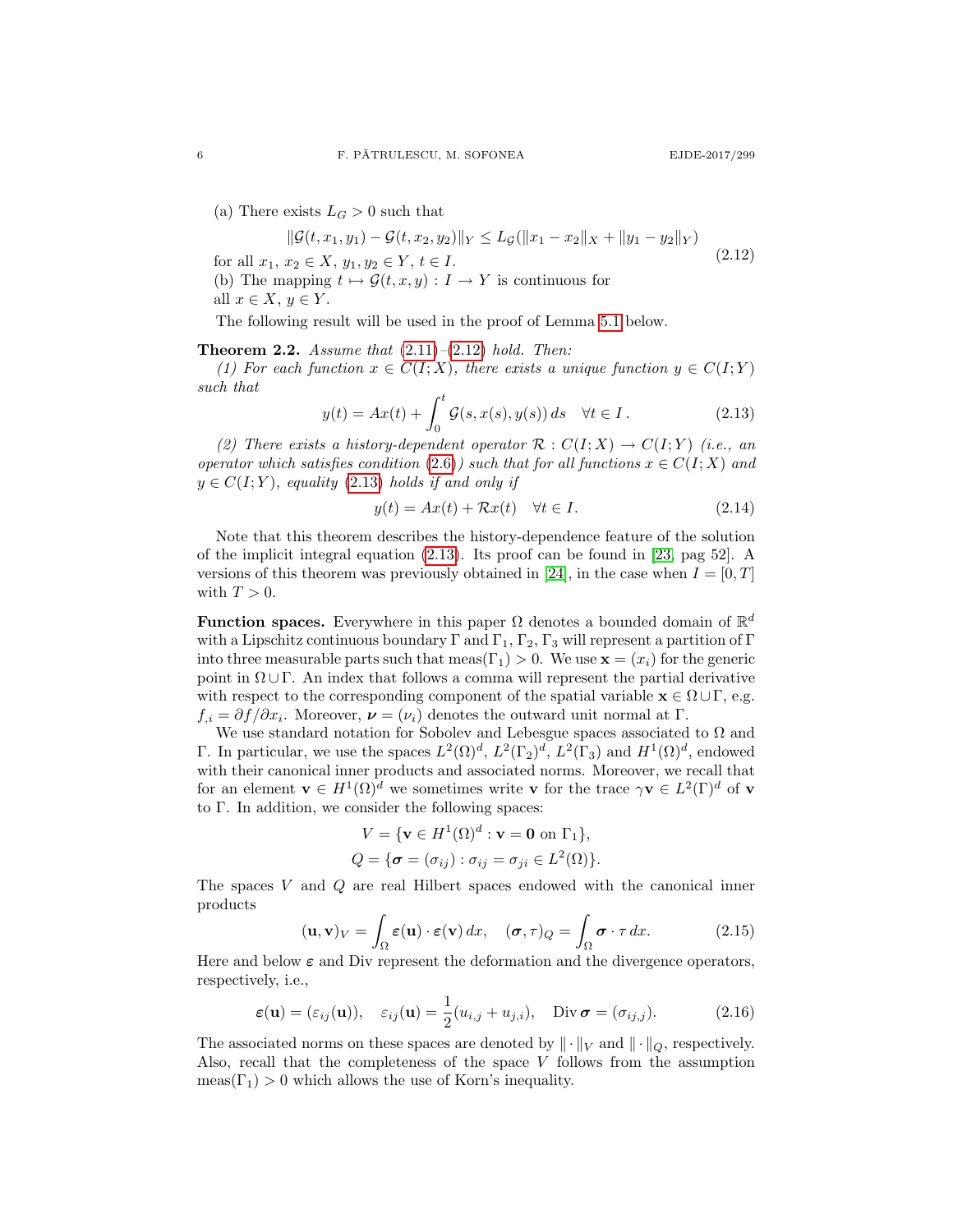(a) There exists $L_G > 0$ such that

$$\|\mathcal{G}(t, x_1, y_1) - \mathcal{G}(t, x_2, y_2)\|_Y \le L_{\mathcal{G}}(\|x_1 - x_2\|_X + \|y_1 - y_2\|_Y) \tag{2.12}$$

for all $x_1, x_2 \in X$, $y_1, y_2 \in Y$, $t \in I$.

(b) The mapping $t \mapsto \mathcal{G}(t, x, y) : I \to Y$ is continuous for all $x \in X$, $y \in Y$.

The following result will be used in the proof of Lemma 5.1 below.

**Theorem 2.2.** *Assume that (2.11)–(2.12) hold. Then:*

*(1) For each function $x \in C(I; X)$, there exists a unique function $y \in C(I; Y)$ such that*

$$y(t) = Ax(t) + \int_0^t \mathcal{G}(s, x(s), y(s))\, ds \quad \forall t \in I\,. \tag{2.13}$$

*(2) There exists a history-dependent operator $\mathcal{R} : C(I; X) \to C(I; Y)$ (i.e., an operator which satisfies condition (2.6)) such that for all functions $x \in C(I; X)$ and $y \in C(I; Y)$, equality (2.13) holds if and only if*

$$y(t) = Ax(t) + \mathcal{R}x(t) \quad \forall t \in I. \tag{2.14}$$

Note that this theorem describes the history-dependence feature of the solution of the implicit integral equation (2.13). Its proof can be found in [23, pag 52]. A versions of this theorem was previously obtained in [24], in the case when $I = [0, T]$ with $T > 0$.

**Function spaces.** Everywhere in this paper $\Omega$ denotes a bounded domain of $\mathbb{R}^d$ with a Lipschitz continuous boundary $\Gamma$ and $\Gamma_1, \Gamma_2, \Gamma_3$ will represent a partition of $\Gamma$ into three measurable parts such that $\mathrm{meas}(\Gamma_1) > 0$. We use $\mathbf{x} = (x_i)$ for the generic point in $\Omega \cup \Gamma$. An index that follows a comma will represent the partial derivative with respect to the corresponding component of the spatial variable $\mathbf{x} \in \Omega \cup \Gamma$, e.g. $f_{,i} = \partial f / \partial x_i$. Moreover, $\boldsymbol{\nu} = (\nu_i)$ denotes the outward unit normal at $\Gamma$.

We use standard notation for Sobolev and Lebesgue spaces associated to $\Omega$ and $\Gamma$. In particular, we use the spaces $L^2(\Omega)^d$, $L^2(\Gamma_2)^d$, $L^2(\Gamma_3)$ and $H^1(\Omega)^d$, endowed with their canonical inner products and associated norms. Moreover, we recall that for an element $\mathbf{v} \in H^1(\Omega)^d$ we sometimes write $\mathbf{v}$ for the trace $\gamma\mathbf{v} \in L^2(\Gamma)^d$ of $\mathbf{v}$ to $\Gamma$. In addition, we consider the following spaces:

$$V = \{\mathbf{v} \in H^1(\Omega)^d : \mathbf{v} = \mathbf{0} \text{ on } \Gamma_1\},$$
$$Q = \{\boldsymbol{\sigma} = (\sigma_{ij}) : \sigma_{ij} = \sigma_{ji} \in L^2(\Omega)\}.$$

The spaces $V$ and $Q$ are real Hilbert spaces endowed with the canonical inner products

$$(\mathbf{u}, \mathbf{v})_V = \int_\Omega \boldsymbol{\varepsilon}(\mathbf{u}) \cdot \boldsymbol{\varepsilon}(\mathbf{v})\, dx, \quad (\boldsymbol{\sigma}, \tau)_Q = \int_\Omega \boldsymbol{\sigma} \cdot \tau\, dx. \tag{2.15}$$

Here and below $\boldsymbol{\varepsilon}$ and Div represent the deformation and the divergence operators, respectively, i.e.,

$$\boldsymbol{\varepsilon}(\mathbf{u}) = (\varepsilon_{ij}(\mathbf{u})), \quad \varepsilon_{ij}(\mathbf{u}) = \frac{1}{2}(u_{i,j} + u_{j,i}), \quad \mathrm{Div}\, \boldsymbol{\sigma} = (\sigma_{ij,j}). \tag{2.16}$$

The associated norms on these spaces are denoted by $\|\cdot\|_V$ and $\|\cdot\|_Q$, respectively. Also, recall that the completeness of the space $V$ follows from the assumption $\mathrm{meas}(\Gamma_1) > 0$ which allows the use of Korn's inequality.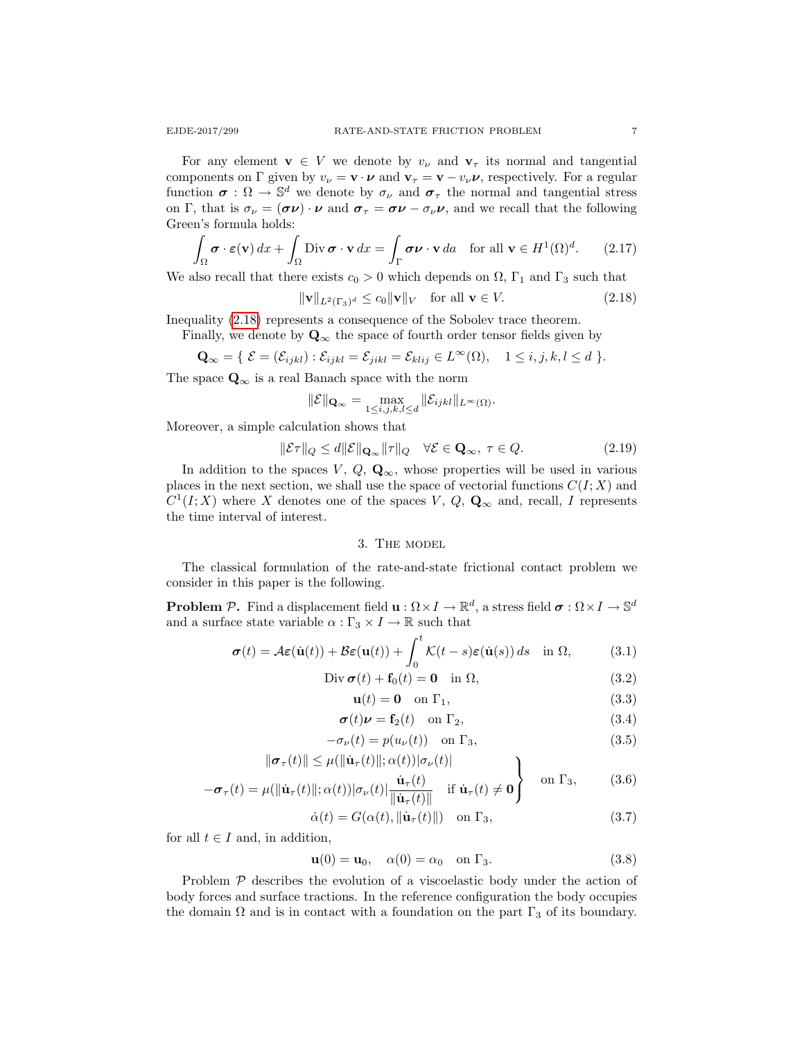For any element $\mathbf{v} \in V$ we denote by $v_\nu$ and $\mathbf{v}_\tau$ its normal and tangential components on $\Gamma$ given by $v_\nu = \mathbf{v} \cdot \boldsymbol{\nu}$ and $\mathbf{v}_\tau = \mathbf{v} - v_\nu \boldsymbol{\nu}$, respectively. For a regular function $\boldsymbol{\sigma} : \Omega \to \mathbb{S}^d$ we denote by $\sigma_\nu$ and $\boldsymbol{\sigma}_\tau$ the normal and tangential stress on $\Gamma$, that is $\sigma_\nu = (\boldsymbol{\sigma}\boldsymbol{\nu}) \cdot \boldsymbol{\nu}$ and $\boldsymbol{\sigma}_\tau = \boldsymbol{\sigma}\boldsymbol{\nu} - \sigma_\nu \boldsymbol{\nu}$, and we recall that the following Green's formula holds:

$$\int_\Omega \boldsymbol{\sigma} \cdot \boldsymbol{\varepsilon}(\mathbf{v})\, dx + \int_\Omega \operatorname{Div} \boldsymbol{\sigma} \cdot \mathbf{v}\, dx = \int_\Gamma \boldsymbol{\sigma}\boldsymbol{\nu} \cdot \mathbf{v}\, da \quad \text{for all } \mathbf{v} \in H^1(\Omega)^d. \tag{2.17}$$

We also recall that there exists $c_0 > 0$ which depends on $\Omega$, $\Gamma_1$ and $\Gamma_3$ such that

$$\|\mathbf{v}\|_{L^2(\Gamma_3)^d} \le c_0 \|\mathbf{v}\|_V \quad \text{for all } \mathbf{v} \in V. \tag{2.18}$$

Inequality (2.18) represents a consequence of the Sobolev trace theorem.

Finally, we denote by $\mathbf{Q}_\infty$ the space of fourth order tensor fields given by

$$\mathbf{Q}_\infty = \{\, \mathcal{E} = (\mathcal{E}_{ijkl}) : \mathcal{E}_{ijkl} = \mathcal{E}_{jikl} = \mathcal{E}_{klij} \in L^\infty(\Omega), \quad 1 \le i,j,k,l \le d \,\}.$$

The space $\mathbf{Q}_\infty$ is a real Banach space with the norm

$$\|\mathcal{E}\|_{\mathbf{Q}_\infty} = \max_{1 \le i,j,k,l \le d} \|\mathcal{E}_{ijkl}\|_{L^\infty(\Omega)}.$$

Moreover, a simple calculation shows that

$$\|\mathcal{E}\tau\|_Q \le d \|\mathcal{E}\|_{\mathbf{Q}_\infty} \|\tau\|_Q \quad \forall \mathcal{E} \in \mathbf{Q}_\infty,\ \tau \in Q. \tag{2.19}$$

In addition to the spaces $V$, $Q$, $\mathbf{Q}_\infty$, whose properties will be used in various places in the next section, we shall use the space of vectorial functions $C(I;X)$ and $C^1(I;X)$ where $X$ denotes one of the spaces $V$, $Q$, $\mathbf{Q}_\infty$ and, recall, $I$ represents the time interval of interest.

## 3. The model

The classical formulation of the rate-and-state frictional contact problem we consider in this paper is the following.

**Problem $\mathcal{P}$.** Find a displacement field $\mathbf{u} : \Omega \times I \to \mathbb{R}^d$, a stress field $\boldsymbol{\sigma} : \Omega \times I \to \mathbb{S}^d$ and a surface state variable $\alpha : \Gamma_3 \times I \to \mathbb{R}$ such that

$$\boldsymbol{\sigma}(t) = \mathcal{A}\boldsymbol{\varepsilon}(\dot{\mathbf{u}}(t)) + \mathcal{B}\boldsymbol{\varepsilon}(\mathbf{u}(t)) + \int_0^t \mathcal{K}(t-s)\boldsymbol{\varepsilon}(\dot{\mathbf{u}}(s))\, ds \quad \text{in } \Omega, \tag{3.1}$$

$$\operatorname{Div} \boldsymbol{\sigma}(t) + \mathbf{f}_0(t) = \mathbf{0} \quad \text{in } \Omega, \tag{3.2}$$

$$\mathbf{u}(t) = \mathbf{0} \quad \text{on } \Gamma_1, \tag{3.3}$$

$$\boldsymbol{\sigma}(t)\boldsymbol{\nu} = \mathbf{f}_2(t) \quad \text{on } \Gamma_2, \tag{3.4}$$

$$-\sigma_\nu(t) = p(u_\nu(t)) \quad \text{on } \Gamma_3, \tag{3.5}$$

$$\left.\begin{aligned} &\|\boldsymbol{\sigma}_\tau(t)\| \le \mu(\|\dot{\mathbf{u}}_\tau(t)\|;\alpha(t))|\sigma_\nu(t)| \\ &-\boldsymbol{\sigma}_\tau(t) = \mu(\|\dot{\mathbf{u}}_\tau(t)\|;\alpha(t))|\sigma_\nu(t)|\frac{\dot{\mathbf{u}}_\tau(t)}{\|\dot{\mathbf{u}}_\tau(t)\|} \quad \text{if } \dot{\mathbf{u}}_\tau(t) \ne \mathbf{0} \end{aligned}\right\} \quad \text{on } \Gamma_3, \tag{3.6}$$

$$\dot{\alpha}(t) = G(\alpha(t), \|\dot{\mathbf{u}}_\tau(t)\|) \quad \text{on } \Gamma_3, \tag{3.7}$$

for all $t \in I$ and, in addition,

$$\mathbf{u}(0) = \mathbf{u}_0, \quad \alpha(0) = \alpha_0 \quad \text{on } \Gamma_3. \tag{3.8}$$

Problem $\mathcal{P}$ describes the evolution of a viscoelastic body under the action of body forces and surface tractions. In the reference configuration the body occupies the domain $\Omega$ and is in contact with a foundation on the part $\Gamma_3$ of its boundary.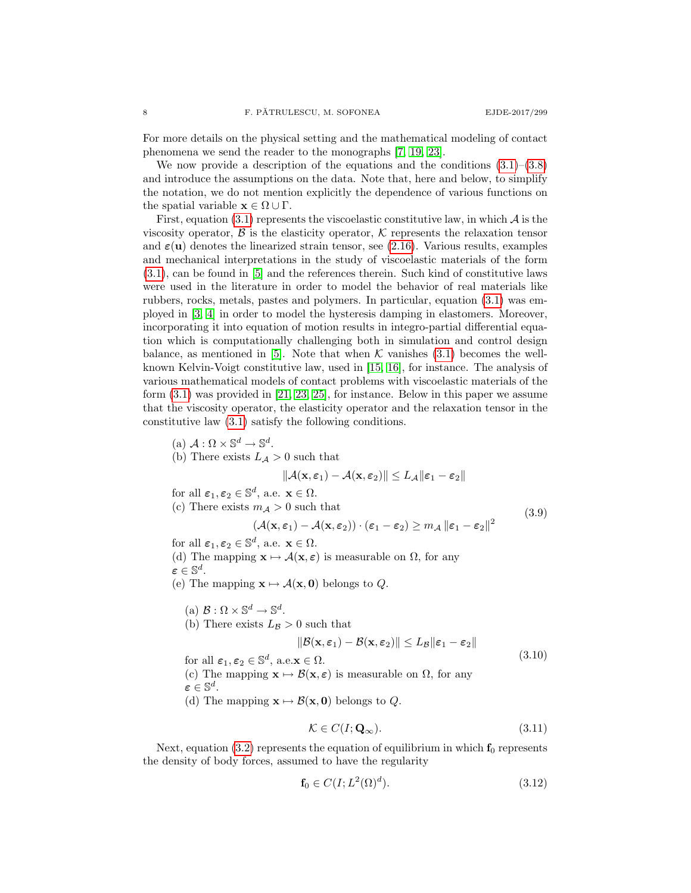For more details on the physical setting and the mathematical modeling of contact phenomena we send the reader to the monographs [7, 19, 23].

We now provide a description of the equations and the conditions (3.1)–(3.8) and introduce the assumptions on the data. Note that, here and below, to simplify the notation, we do not mention explicitly the dependence of various functions on the spatial variable $\mathbf{x} \in \Omega \cup \Gamma$.

First, equation (3.1) represents the viscoelastic constitutive law, in which $\mathcal{A}$ is the viscosity operator, $\mathcal{B}$ is the elasticity operator, $\mathcal{K}$ represents the relaxation tensor and $\boldsymbol{\varepsilon}(\mathbf{u})$ denotes the linearized strain tensor, see (2.16). Various results, examples and mechanical interpretations in the study of viscoelastic materials of the form (3.1), can be found in [5] and the references therein. Such kind of constitutive laws were used in the literature in order to model the behavior of real materials like rubbers, rocks, metals, pastes and polymers. In particular, equation (3.1) was employed in [3, 4] in order to model the hysteresis damping in elastomers. Moreover, incorporating it into equation of motion results in integro-partial differential equation which is computationally challenging both in simulation and control design balance, as mentioned in [5]. Note that when $\mathcal{K}$ vanishes (3.1) becomes the well-known Kelvin-Voigt constitutive law, used in [15, 16], for instance. The analysis of various mathematical models of contact problems with viscoelastic materials of the form (3.1) was provided in [21, 23, 25], for instance. Below in this paper we assume that the viscosity operator, the elasticity operator and the relaxation tensor in the constitutive law (3.1) satisfy the following conditions.

(3.9)

(a) $\mathcal{A} : \Omega \times \mathbb{S}^d \to \mathbb{S}^d$.

(b) There exists $L_\mathcal{A} > 0$ such that
$$\|\mathcal{A}(\mathbf{x}, \boldsymbol{\varepsilon}_1) - \mathcal{A}(\mathbf{x}, \boldsymbol{\varepsilon}_2)\| \le L_\mathcal{A} \|\boldsymbol{\varepsilon}_1 - \boldsymbol{\varepsilon}_2\|$$
for all $\boldsymbol{\varepsilon}_1, \boldsymbol{\varepsilon}_2 \in \mathbb{S}^d$, a.e. $\mathbf{x} \in \Omega$.

(c) There exists $m_\mathcal{A} > 0$ such that
$$(\mathcal{A}(\mathbf{x}, \boldsymbol{\varepsilon}_1) - \mathcal{A}(\mathbf{x}, \boldsymbol{\varepsilon}_2)) \cdot (\boldsymbol{\varepsilon}_1 - \boldsymbol{\varepsilon}_2) \ge m_\mathcal{A} \|\boldsymbol{\varepsilon}_1 - \boldsymbol{\varepsilon}_2\|^2$$
for all $\boldsymbol{\varepsilon}_1, \boldsymbol{\varepsilon}_2 \in \mathbb{S}^d$, a.e. $\mathbf{x} \in \Omega$.

(d) The mapping $\mathbf{x} \mapsto \mathcal{A}(\mathbf{x}, \boldsymbol{\varepsilon})$ is measurable on $\Omega$, for any $\boldsymbol{\varepsilon} \in \mathbb{S}^d$.

(e) The mapping $\mathbf{x} \mapsto \mathcal{A}(\mathbf{x}, \mathbf{0})$ belongs to $Q$.

(3.10)

(a) $\mathcal{B} : \Omega \times \mathbb{S}^d \to \mathbb{S}^d$.

(b) There exists $L_\mathcal{B} > 0$ such that
$$\|\mathcal{B}(\mathbf{x}, \boldsymbol{\varepsilon}_1) - \mathcal{B}(\mathbf{x}, \boldsymbol{\varepsilon}_2)\| \le L_\mathcal{B} \|\boldsymbol{\varepsilon}_1 - \boldsymbol{\varepsilon}_2\|$$
for all $\boldsymbol{\varepsilon}_1, \boldsymbol{\varepsilon}_2 \in \mathbb{S}^d$, a.e. $\mathbf{x} \in \Omega$.

(c) The mapping $\mathbf{x} \mapsto \mathcal{B}(\mathbf{x}, \boldsymbol{\varepsilon})$ is measurable on $\Omega$, for any $\boldsymbol{\varepsilon} \in \mathbb{S}^d$.

(d) The mapping $\mathbf{x} \mapsto \mathcal{B}(\mathbf{x}, \mathbf{0})$ belongs to $Q$.

$$\mathcal{K} \in C(I; \mathbf{Q}_\infty). \tag{3.11}$$

Next, equation (3.2) represents the equation of equilibrium in which $\mathbf{f}_0$ represents the density of body forces, assumed to have the regularity

$$\mathbf{f}_0 \in C(I; L^2(\Omega)^d). \tag{3.12}$$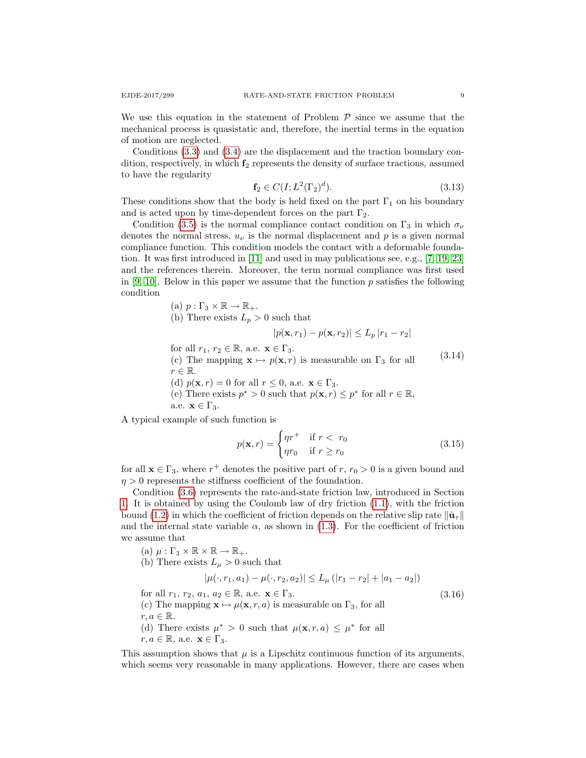We use this equation in the statement of Problem $\mathcal{P}$ since we assume that the mechanical process is quasistatic and, therefore, the inertial terms in the equation of motion are neglected.

Conditions (3.3) and (3.4) are the displacement and the traction boundary condition, respectively, in which $\mathbf{f}_2$ represents the density of surface tractions, assumed to have the regularity

$$\mathbf{f}_2 \in C(I; L^2(\Gamma_2)^d). \tag{3.13}$$

These conditions show that the body is held fixed on the part $\Gamma_1$ on his boundary and is acted upon by time-dependent forces on the part $\Gamma_2$.

Condition (3.5) is the normal compliance contact condition on $\Gamma_3$ in which $\sigma_\nu$ denotes the normal stress, $u_\nu$ is the normal displacement and $p$ is a given normal compliance function. This condition models the contact with a deformable foundation. It was first introduced in [11] and used in may publications see, e.g., [7, 19, 23] and the references therein. Moreover, the term normal compliance was first used in [9, 10]. Below in this paper we assume that the function $p$ satisfies the following condition

$$
\begin{aligned}
&\text{(a) } p : \Gamma_3 \times \mathbb{R} \to \mathbb{R}_+.\\
&\text{(b) There exists } L_p > 0 \text{ such that}\\
&\qquad |p(\mathbf{x}, r_1) - p(\mathbf{x}, r_2)| \le L_p\, |r_1 - r_2|\\
&\quad \text{for all } r_1, r_2 \in \mathbb{R}, \text{ a.e. } \mathbf{x} \in \Gamma_3.\\
&\text{(c) The mapping } \mathbf{x} \mapsto p(\mathbf{x}, r) \text{ is measurable on } \Gamma_3 \text{ for all } r \in \mathbb{R}.\\
&\text{(d) } p(\mathbf{x}, r) = 0 \text{ for all } r \le 0, \text{ a.e. } \mathbf{x} \in \Gamma_3.\\
&\text{(e) There exists } p^* > 0 \text{ such that } p(\mathbf{x}, r) \le p^* \text{ for all } r \in \mathbb{R}, \text{ a.e. } \mathbf{x} \in \Gamma_3.
\end{aligned}
\tag{3.14}
$$

A typical example of such function is

$$p(\mathbf{x}, r) = \begin{cases} \eta r^+ & \text{if } r < r_0 \\ \eta r_0 & \text{if } r \ge r_0 \end{cases} \tag{3.15}$$

for all $\mathbf{x} \in \Gamma_3$, where $r^+$ denotes the positive part of $r$, $r_0 > 0$ is a given bound and $\eta > 0$ represents the stiffness coefficient of the foundation.

Condition (3.6) represents the rate-and-state friction law, introduced in Section 1. It is obtained by using the Coulomb law of dry friction (1.1), with the friction bound (1.2) in which the coefficient of friction depends on the relative slip rate $\|\dot{\mathbf{u}}_\tau\|$ and the internal state variable $\alpha$, as shown in (1.3). For the coefficient of friction we assume that

$$
\begin{aligned}
&\text{(a) } \mu : \Gamma_3 \times \mathbb{R} \times \mathbb{R} \to \mathbb{R}_+.\\
&\text{(b) There exists } L_\mu > 0 \text{ such that}\\
&\qquad |\mu(\cdot, r_1, a_1) - \mu(\cdot, r_2, a_2)| \le L_\mu \left(|r_1 - r_2| + |a_1 - a_2|\right)\\
&\quad \text{for all } r_1, r_2, a_1, a_2 \in \mathbb{R}, \text{ a.e. } \mathbf{x} \in \Gamma_3.\\
&\text{(c) The mapping } \mathbf{x} \mapsto \mu(\mathbf{x}, r, a) \text{ is measurable on } \Gamma_3, \text{ for all } r, a \in \mathbb{R}.\\
&\text{(d) There exists } \mu^* > 0 \text{ such that } \mu(\mathbf{x}, r, a) \le \mu^* \text{ for all } r, a \in \mathbb{R}, \text{ a.e. } \mathbf{x} \in \Gamma_3.
\end{aligned}
\tag{3.16}
$$

This assumption shows that $\mu$ is a Lipschitz continuous function of its arguments, which seems very reasonable in many applications. However, there are cases when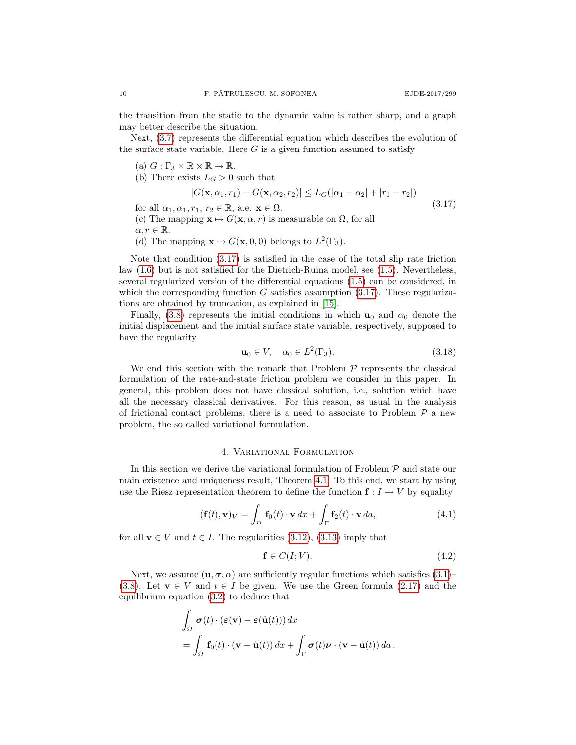the transition from the static to the dynamic value is rather sharp, and a graph may better describe the situation.

Next, (3.7) represents the differential equation which describes the evolution of the surface state variable. Here $G$ is a given function assumed to satisfy

$$
\left\{
\begin{array}{l}
\text{(a) } G : \Gamma_3 \times \mathbb{R} \times \mathbb{R} \to \mathbb{R}. \\
\text{(b) There exists } L_G > 0 \text{ such that} \\
\qquad |G(\mathbf{x}, \alpha_1, r_1) - G(\mathbf{x}, \alpha_2, r_2)| \leq L_G(|\alpha_1 - \alpha_2| + |r_1 - r_2|) \\
\quad \text{for all } \alpha_1, \alpha_1, r_1,\, r_2 \in \mathbb{R}, \text{ a.e. } \mathbf{x} \in \Omega. \\
\text{(c) The mapping } \mathbf{x} \mapsto G(\mathbf{x}, \alpha, r) \text{ is measurable on } \Omega, \text{ for all} \\
\quad \alpha, r \in \mathbb{R}. \\
\text{(d) The mapping } \mathbf{x} \mapsto G(\mathbf{x}, 0, 0) \text{ belongs to } L^2(\Gamma_3).
\end{array}
\right.
\tag{3.17}
$$

Note that condition (3.17) is satisfied in the case of the total slip rate friction law (1.6) but is not satisfied for the Dietrich-Ruina model, see (1.5). Nevertheless, several regularized version of the differential equations (1.5) can be considered, in which the corresponding function $G$ satisfies assumption (3.17). These regularizations are obtained by truncation, as explained in [15].

Finally, (3.8) represents the initial conditions in which $\mathbf{u}_0$ and $\alpha_0$ denote the initial displacement and the initial surface state variable, respectively, supposed to have the regularity

$$
\mathbf{u}_0 \in V, \quad \alpha_0 \in L^2(\Gamma_3). \tag{3.18}
$$

We end this section with the remark that Problem $\mathcal{P}$ represents the classical formulation of the rate-and-state friction problem we consider in this paper. In general, this problem does not have classical solution, i.e., solution which have all the necessary classical derivatives. For this reason, as usual in the analysis of frictional contact problems, there is a need to associate to Problem $\mathcal{P}$ a new problem, the so called variational formulation.

## 4. Variational Formulation

In this section we derive the variational formulation of Problem $\mathcal{P}$ and state our main existence and uniqueness result, Theorem 4.1. To this end, we start by using use the Riesz representation theorem to define the function $\mathbf{f} : I \to V$ by equality

$$
(\mathbf{f}(t), \mathbf{v})_V = \int_\Omega \mathbf{f}_0(t) \cdot \mathbf{v} \, dx + \int_\Gamma \mathbf{f}_2(t) \cdot \mathbf{v} \, da, \tag{4.1}
$$

for all $\mathbf{v} \in V$ and $t \in I$. The regularities (3.12), (3.13) imply that

$$
\mathbf{f} \in C(I; V). \tag{4.2}
$$

Next, we assume $(\mathbf{u}, \boldsymbol{\sigma}, \alpha)$ are sufficiently regular functions which satisfies (3.1)–(3.8). Let $\mathbf{v} \in V$ and $t \in I$ be given. We use the Green formula (2.17) and the equilibrium equation (3.2) to deduce that

$$
\begin{aligned}
&\int_\Omega \boldsymbol{\sigma}(t) \cdot (\boldsymbol{\varepsilon}(\mathbf{v}) - \boldsymbol{\varepsilon}(\dot{\mathbf{u}}(t))) \, dx \\
&= \int_\Omega \mathbf{f}_0(t) \cdot (\mathbf{v} - \dot{\mathbf{u}}(t)) \, dx + \int_\Gamma \boldsymbol{\sigma}(t)\boldsymbol{\nu} \cdot (\mathbf{v} - \dot{\mathbf{u}}(t)) \, da \, .
\end{aligned}
$$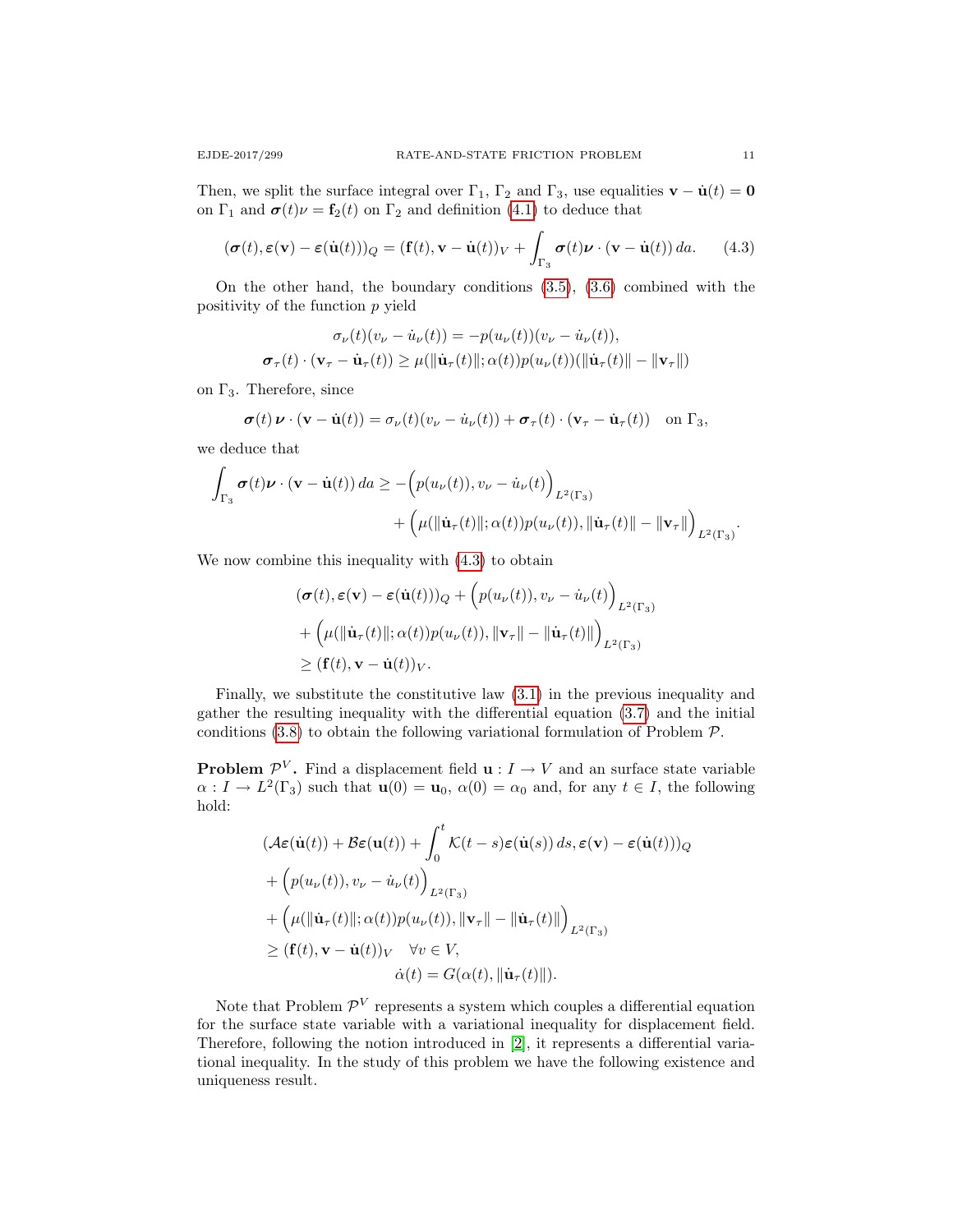Then, we split the surface integral over $\Gamma_1$, $\Gamma_2$ and $\Gamma_3$, use equalities $\mathbf{v} - \dot{\mathbf{u}}(t) = \mathbf{0}$ on $\Gamma_1$ and $\boldsymbol{\sigma}(t)\nu = \mathbf{f}_2(t)$ on $\Gamma_2$ and definition (4.1) to deduce that

$$(\boldsymbol{\sigma}(t), \boldsymbol{\varepsilon}(\mathbf{v}) - \boldsymbol{\varepsilon}(\dot{\mathbf{u}}(t)))_Q = (\mathbf{f}(t), \mathbf{v} - \dot{\mathbf{u}}(t))_V + \int_{\Gamma_3} \boldsymbol{\sigma}(t)\boldsymbol{\nu} \cdot (\mathbf{v} - \dot{\mathbf{u}}(t))\, da. \tag{4.3}$$

On the other hand, the boundary conditions (3.5), (3.6) combined with the positivity of the function $p$ yield

$$\sigma_\nu(t)(v_\nu - \dot{u}_\nu(t)) = -p(u_\nu(t))(v_\nu - \dot{u}_\nu(t)),$$
$$\boldsymbol{\sigma}_\tau(t) \cdot (\mathbf{v}_\tau - \dot{\mathbf{u}}_\tau(t)) \geq \mu(\|\dot{\mathbf{u}}_\tau(t)\|; \alpha(t))p(u_\nu(t))(\|\dot{\mathbf{u}}_\tau(t)\| - \|\mathbf{v}_\tau\|)$$

on $\Gamma_3$. Therefore, since

$$\boldsymbol{\sigma}(t)\,\boldsymbol{\nu} \cdot (\mathbf{v} - \dot{\mathbf{u}}(t)) = \sigma_\nu(t)(v_\nu - \dot{u}_\nu(t)) + \boldsymbol{\sigma}_\tau(t) \cdot (\mathbf{v}_\tau - \dot{\mathbf{u}}_\tau(t)) \quad \text{on } \Gamma_3,$$

we deduce that

$$\begin{aligned}
\int_{\Gamma_3} \boldsymbol{\sigma}(t)\boldsymbol{\nu} \cdot (\mathbf{v} - \dot{\mathbf{u}}(t))\, da \geq & -\Big(p(u_\nu(t)), v_\nu - \dot{u}_\nu(t)\Big)_{L^2(\Gamma_3)} \\
& + \Big(\mu(\|\dot{\mathbf{u}}_\tau(t)\|; \alpha(t))p(u_\nu(t)), \|\dot{\mathbf{u}}_\tau(t)\| - \|\mathbf{v}_\tau\|\Big)_{L^2(\Gamma_3)}.
\end{aligned}$$

We now combine this inequality with (4.3) to obtain

$$\begin{aligned}
&(\boldsymbol{\sigma}(t), \boldsymbol{\varepsilon}(\mathbf{v}) - \boldsymbol{\varepsilon}(\dot{\mathbf{u}}(t)))_Q + \Big(p(u_\nu(t)), v_\nu - \dot{u}_\nu(t)\Big)_{L^2(\Gamma_3)} \\
&+ \Big(\mu(\|\dot{\mathbf{u}}_\tau(t)\|; \alpha(t))p(u_\nu(t)), \|\mathbf{v}_\tau\| - \|\dot{\mathbf{u}}_\tau(t)\|\Big)_{L^2(\Gamma_3)} \\
&\geq (\mathbf{f}(t), \mathbf{v} - \dot{\mathbf{u}}(t))_V.
\end{aligned}$$

Finally, we substitute the constitutive law (3.1) in the previous inequality and gather the resulting inequality with the differential equation (3.7) and the initial conditions (3.8) to obtain the following variational formulation of Problem $\mathcal{P}$.

**Problem $\mathcal{P}^V$.** Find a displacement field $\mathbf{u} : I \to V$ and an surface state variable $\alpha : I \to L^2(\Gamma_3)$ such that $\mathbf{u}(0) = \mathbf{u}_0$, $\alpha(0) = \alpha_0$ and, for any $t \in I$, the following hold:

$$\begin{aligned}
&(\mathcal{A}\boldsymbol{\varepsilon}(\dot{\mathbf{u}}(t)) + \mathcal{B}\boldsymbol{\varepsilon}(\mathbf{u}(t)) + \int_0^t \mathcal{K}(t-s)\boldsymbol{\varepsilon}(\dot{\mathbf{u}}(s))\, ds, \boldsymbol{\varepsilon}(\mathbf{v}) - \boldsymbol{\varepsilon}(\dot{\mathbf{u}}(t)))_Q \\
&+ \Big(p(u_\nu(t)), v_\nu - \dot{u}_\nu(t)\Big)_{L^2(\Gamma_3)} \\
&+ \Big(\mu(\|\dot{\mathbf{u}}_\tau(t)\|; \alpha(t))p(u_\nu(t)), \|\mathbf{v}_\tau\| - \|\dot{\mathbf{u}}_\tau(t)\|\Big)_{L^2(\Gamma_3)} \\
&\geq (\mathbf{f}(t), \mathbf{v} - \dot{\mathbf{u}}(t))_V \quad \forall v \in V, \\
&\qquad\qquad\qquad \dot{\alpha}(t) = G(\alpha(t), \|\dot{\mathbf{u}}_\tau(t)\|).
\end{aligned}$$

Note that Problem $\mathcal{P}^V$ represents a system which couples a differential equation for the surface state variable with a variational inequality for displacement field. Therefore, following the notion introduced in [2], it represents a differential variational inequality. In the study of this problem we have the following existence and uniqueness result.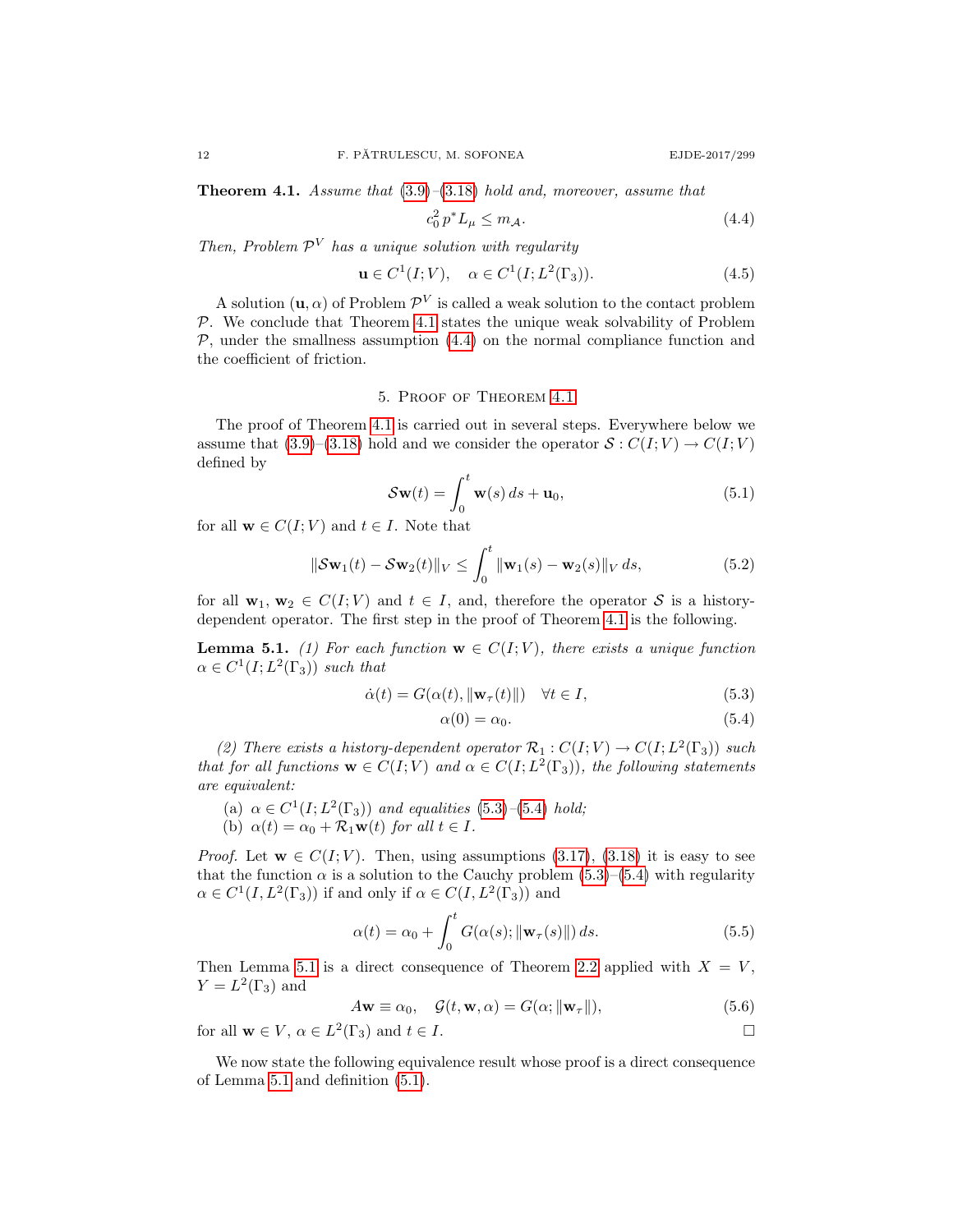**Theorem 4.1.** *Assume that (3.9)–(3.18) hold and, moreover, assume that*

$$c_0^2 \, p^* L_\mu \le m_{\mathcal{A}}. \tag{4.4}$$

*Then, Problem $\mathcal{P}^V$ has a unique solution with regularity*

$$\mathbf{u} \in C^1(I;V), \quad \alpha \in C^1(I;L^2(\Gamma_3)). \tag{4.5}$$

A solution $(\mathbf{u}, \alpha)$ of Problem $\mathcal{P}^V$ is called a weak solution to the contact problem $\mathcal{P}$. We conclude that Theorem 4.1 states the unique weak solvability of Problem $\mathcal{P}$, under the smallness assumption (4.4) on the normal compliance function and the coefficient of friction.

## 5. Proof of Theorem 4.1

The proof of Theorem 4.1 is carried out in several steps. Everywhere below we assume that (3.9)–(3.18) hold and we consider the operator $\mathcal{S} : C(I;V) \to C(I;V)$ defined by

$$\mathcal{S}\mathbf{w}(t) = \int_0^t \mathbf{w}(s) \, ds + \mathbf{u}_0, \tag{5.1}$$

for all $\mathbf{w} \in C(I;V)$ and $t \in I$. Note that

$$\|\mathcal{S}\mathbf{w}_1(t) - \mathcal{S}\mathbf{w}_2(t)\|_V \le \int_0^t \|\mathbf{w}_1(s) - \mathbf{w}_2(s)\|_V \, ds, \tag{5.2}$$

for all $\mathbf{w}_1, \mathbf{w}_2 \in C(I;V)$ and $t \in I$, and, therefore the operator $\mathcal{S}$ is a history-dependent operator. The first step in the proof of Theorem 4.1 is the following.

**Lemma 5.1.** *(1) For each function $\mathbf{w} \in C(I;V)$, there exists a unique function $\alpha \in C^1(I;L^2(\Gamma_3))$ such that*

$$\dot{\alpha}(t) = G(\alpha(t), \|\mathbf{w}_\tau(t)\|) \quad \forall t \in I, \tag{5.3}$$

$$\alpha(0) = \alpha_0. \tag{5.4}$$

*(2) There exists a history-dependent operator $\mathcal{R}_1 : C(I;V) \to C(I;L^2(\Gamma_3))$ such that for all functions $\mathbf{w} \in C(I;V)$ and $\alpha \in C(I;L^2(\Gamma_3))$, the following statements are equivalent:*

- (a) *$\alpha \in C^1(I;L^2(\Gamma_3))$ and equalities (5.3)–(5.4) hold;*
- (b) *$\alpha(t) = \alpha_0 + \mathcal{R}_1\mathbf{w}(t)$ for all $t \in I$.*

*Proof.* Let $\mathbf{w} \in C(I;V)$. Then, using assumptions (3.17), (3.18) it is easy to see that the function $\alpha$ is a solution to the Cauchy problem (5.3)–(5.4) with regularity $\alpha \in C^1(I, L^2(\Gamma_3))$ if and only if $\alpha \in C(I, L^2(\Gamma_3))$ and

$$\alpha(t) = \alpha_0 + \int_0^t G(\alpha(s); \|\mathbf{w}_\tau(s)\|) \, ds. \tag{5.5}$$

Then Lemma 5.1 is a direct consequence of Theorem 2.2 applied with $X = V$, $Y = L^2(\Gamma_3)$ and

$$A\mathbf{w} \equiv \alpha_0, \quad \mathcal{G}(t, \mathbf{w}, \alpha) = G(\alpha; \|\mathbf{w}_\tau\|), \tag{5.6}$$

for all $\mathbf{w} \in V$, $\alpha \in L^2(\Gamma_3)$ and $t \in I$. $\square$

We now state the following equivalence result whose proof is a direct consequence of Lemma 5.1 and definition (5.1).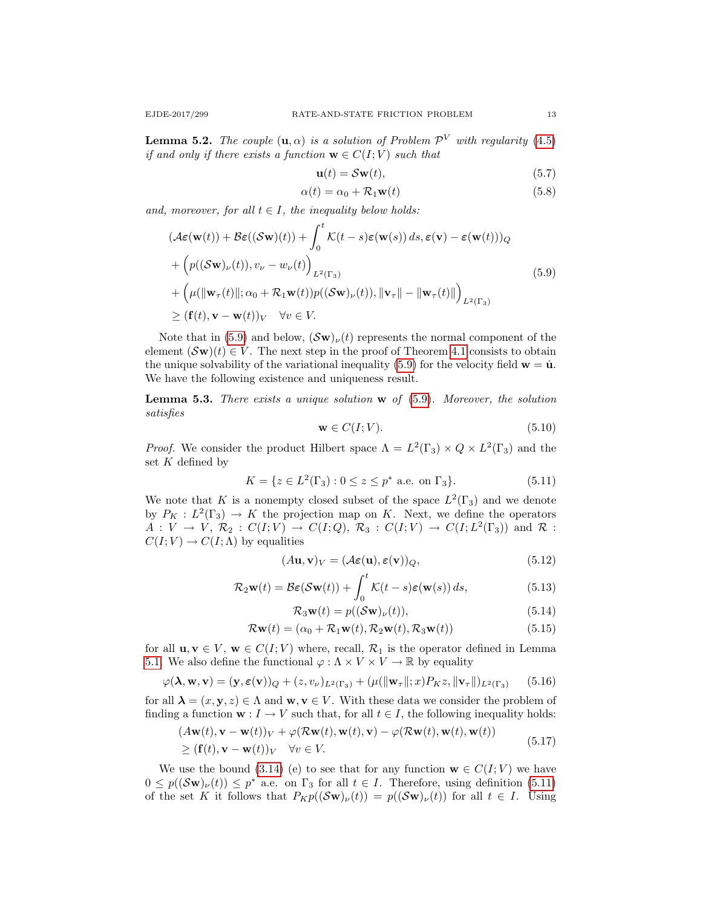**Lemma 5.2.** *The couple* $(\mathbf{u}, \alpha)$ *is a solution of Problem* $\mathcal{P}^V$ *with regularity* (4.5) *if and only if there exists a function* $\mathbf{w} \in C(I; V)$ *such that*

$$\mathbf{u}(t) = \mathcal{S}\mathbf{w}(t), \tag{5.7}$$

$$\alpha(t) = \alpha_0 + \mathcal{R}_1\mathbf{w}(t) \tag{5.8}$$

*and, moreover, for all* $t \in I$, *the inequality below holds:*

$$\begin{aligned}
&(\mathcal{A}\boldsymbol{\varepsilon}(\mathbf{w}(t)) + \mathcal{B}\boldsymbol{\varepsilon}((\mathcal{S}\mathbf{w})(t)) + \int_0^t \mathcal{K}(t-s)\boldsymbol{\varepsilon}(\mathbf{w}(s))\,ds, \boldsymbol{\varepsilon}(\mathbf{v}) - \boldsymbol{\varepsilon}(\mathbf{w}(t)))_Q \\
&+ \Big(p((\mathcal{S}\mathbf{w})_\nu(t)), v_\nu - w_\nu(t)\Big)_{L^2(\Gamma_3)} \\
&+ \Big(\mu(\|\mathbf{w}_\tau(t)\|; \alpha_0 + \mathcal{R}_1\mathbf{w}(t))p((\mathcal{S}\mathbf{w})_\nu(t)), \|\mathbf{v}_\tau\| - \|\mathbf{w}_\tau(t)\|\Big)_{L^2(\Gamma_3)} \\
&\geq (\mathbf{f}(t), \mathbf{v} - \mathbf{w}(t))_V \quad \forall v \in V.
\end{aligned} \tag{5.9}$$

Note that in (5.9) and below, $(\mathcal{S}\mathbf{w})_\nu(t)$ represents the normal component of the element $(\mathcal{S}\mathbf{w})(t) \in V$. The next step in the proof of Theorem 4.1 consists to obtain the unique solvability of the variational inequality (5.9) for the velocity field $\mathbf{w} = \dot{\mathbf{u}}$. We have the following existence and uniqueness result.

**Lemma 5.3.** *There exists a unique solution* $\mathbf{w}$ *of* (5.9). *Moreover, the solution satisfies*

$$\mathbf{w} \in C(I; V). \tag{5.10}$$

*Proof.* We consider the product Hilbert space $\Lambda = L^2(\Gamma_3) \times Q \times L^2(\Gamma_3)$ and the set $K$ defined by

$$K = \{z \in L^2(\Gamma_3) : 0 \leq z \leq p^* \text{ a.e. on } \Gamma_3\}. \tag{5.11}$$

We note that $K$ is a nonempty closed subset of the space $L^2(\Gamma_3)$ and we denote by $P_K : L^2(\Gamma_3) \to K$ the projection map on $K$. Next, we define the operators $A : V \to V$, $\mathcal{R}_2 : C(I; V) \to C(I; Q)$, $\mathcal{R}_3 : C(I; V) \to C(I; L^2(\Gamma_3))$ and $\mathcal{R} : C(I; V) \to C(I; \Lambda)$ by equalities

$$(A\mathbf{u}, \mathbf{v})_V = (\mathcal{A}\boldsymbol{\varepsilon}(\mathbf{u}), \boldsymbol{\varepsilon}(\mathbf{v}))_Q, \tag{5.12}$$

$$\mathcal{R}_2\mathbf{w}(t) = \mathcal{B}\boldsymbol{\varepsilon}(\mathcal{S}\mathbf{w}(t)) + \int_0^t \mathcal{K}(t-s)\boldsymbol{\varepsilon}(\mathbf{w}(s))\,ds, \tag{5.13}$$

$$\mathcal{R}_3\mathbf{w}(t) = p((\mathcal{S}\mathbf{w})_\nu(t)), \tag{5.14}$$

$$\mathcal{R}\mathbf{w}(t) = (\alpha_0 + \mathcal{R}_1\mathbf{w}(t), \mathcal{R}_2\mathbf{w}(t), \mathcal{R}_3\mathbf{w}(t)) \tag{5.15}$$

for all $\mathbf{u}, \mathbf{v} \in V$, $\mathbf{w} \in C(I; V)$ where, recall, $\mathcal{R}_1$ is the operator defined in Lemma 5.1. We also define the functional $\varphi : \Lambda \times V \times V \to \mathbb{R}$ by equality

$$\varphi(\boldsymbol{\lambda}, \mathbf{w}, \mathbf{v}) = (\mathbf{y}, \boldsymbol{\varepsilon}(\mathbf{v}))_Q + (z, v_\nu)_{L^2(\Gamma_3)} + (\mu(\|\mathbf{w}_\tau\|; x)P_K z, \|\mathbf{v}_\tau\|)_{L^2(\Gamma_3)} \tag{5.16}$$

for all $\boldsymbol{\lambda} = (x, \mathbf{y}, z) \in \Lambda$ and $\mathbf{w}, \mathbf{v} \in V$. With these data we consider the problem of finding a function $\mathbf{w} : I \to V$ such that, for all $t \in I$, the following inequality holds:

$$\begin{aligned}
&(A\mathbf{w}(t), \mathbf{v} - \mathbf{w}(t))_V + \varphi(\mathcal{R}\mathbf{w}(t), \mathbf{w}(t), \mathbf{v}) - \varphi(\mathcal{R}\mathbf{w}(t), \mathbf{w}(t), \mathbf{w}(t)) \\
&\geq (\mathbf{f}(t), \mathbf{v} - \mathbf{w}(t))_V \quad \forall v \in V.
\end{aligned} \tag{5.17}$$

We use the bound (3.14) (e) to see that for any function $\mathbf{w} \in C(I; V)$ we have $0 \leq p((\mathcal{S}\mathbf{w})_\nu(t)) \leq p^*$ a.e. on $\Gamma_3$ for all $t \in I$. Therefore, using definition (5.11) of the set $K$ it follows that $P_K p((\mathcal{S}\mathbf{w})_\nu(t)) = p((\mathcal{S}\mathbf{w})_\nu(t))$ for all $t \in I$. Using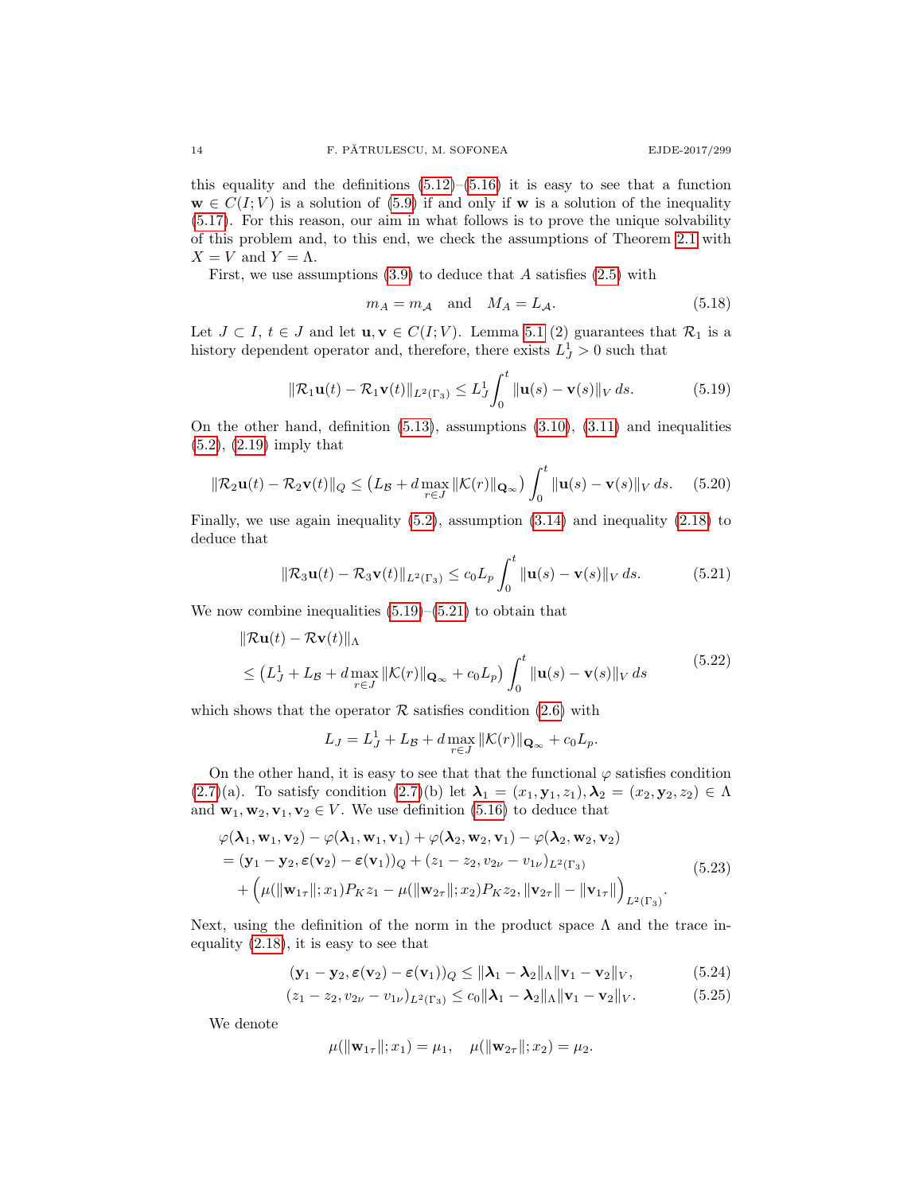this equality and the definitions (5.12)–(5.16) it is easy to see that a function $\mathbf{w} \in C(I;V)$ is a solution of (5.9) if and only if $\mathbf{w}$ is a solution of the inequality (5.17). For this reason, our aim in what follows is to prove the unique solvability of this problem and, to this end, we check the assumptions of Theorem 2.1 with $X = V$ and $Y = \Lambda$.

First, we use assumptions (3.9) to deduce that $A$ satisfies (2.5) with

$$m_A = m_{\mathcal{A}} \quad \text{and} \quad M_A = L_{\mathcal{A}}. \tag{5.18}$$

Let $J \subset I$, $t \in J$ and let $\mathbf{u}, \mathbf{v} \in C(I;V)$. Lemma 5.1 (2) guarantees that $\mathcal{R}_1$ is a history dependent operator and, therefore, there exists $L_J^1 > 0$ such that

$$\|\mathcal{R}_1\mathbf{u}(t) - \mathcal{R}_1\mathbf{v}(t)\|_{L^2(\Gamma_3)} \le L_J^1 \int_0^t \|\mathbf{u}(s) - \mathbf{v}(s)\|_V \, ds. \tag{5.19}$$

On the other hand, definition (5.13), assumptions (3.10), (3.11) and inequalities (5.2), (2.19) imply that

$$\|\mathcal{R}_2\mathbf{u}(t) - \mathcal{R}_2\mathbf{v}(t)\|_Q \le \big(L_{\mathcal{B}} + d \max_{r\in J} \|\mathcal{K}(r)\|_{\mathbf{Q}_\infty}\big) \int_0^t \|\mathbf{u}(s) - \mathbf{v}(s)\|_V \, ds. \tag{5.20}$$

Finally, we use again inequality (5.2), assumption (3.14) and inequality (2.18) to deduce that

$$\|\mathcal{R}_3\mathbf{u}(t) - \mathcal{R}_3\mathbf{v}(t)\|_{L^2(\Gamma_3)} \le c_0 L_p \int_0^t \|\mathbf{u}(s) - \mathbf{v}(s)\|_V \, ds. \tag{5.21}$$

We now combine inequalities (5.19)–(5.21) to obtain that

$$\begin{aligned}
&\|\mathcal{R}\mathbf{u}(t) - \mathcal{R}\mathbf{v}(t)\|_\Lambda \\
&\le \big(L_J^1 + L_{\mathcal{B}} + d \max_{r\in J} \|\mathcal{K}(r)\|_{\mathbf{Q}_\infty} + c_0 L_p\big) \int_0^t \|\mathbf{u}(s) - \mathbf{v}(s)\|_V \, ds
\end{aligned} \tag{5.22}$$

which shows that the operator $\mathcal{R}$ satisfies condition (2.6) with

$$L_J = L_J^1 + L_{\mathcal{B}} + d \max_{r\in J} \|\mathcal{K}(r)\|_{\mathbf{Q}_\infty} + c_0 L_p.$$

On the other hand, it is easy to see that that the functional $\varphi$ satisfies condition (2.7)(a). To satisfy condition (2.7)(b) let $\boldsymbol{\lambda}_1 = (x_1, \mathbf{y}_1, z_1), \boldsymbol{\lambda}_2 = (x_2, \mathbf{y}_2, z_2) \in \Lambda$ and $\mathbf{w}_1, \mathbf{w}_2, \mathbf{v}_1, \mathbf{v}_2 \in V$. We use definition (5.16) to deduce that

$$\begin{aligned}
&\varphi(\boldsymbol{\lambda}_1, \mathbf{w}_1, \mathbf{v}_2) - \varphi(\boldsymbol{\lambda}_1, \mathbf{w}_1, \mathbf{v}_1) + \varphi(\boldsymbol{\lambda}_2, \mathbf{w}_2, \mathbf{v}_1) - \varphi(\boldsymbol{\lambda}_2, \mathbf{w}_2, \mathbf{v}_2) \\
&= (\mathbf{y}_1 - \mathbf{y}_2, \boldsymbol{\varepsilon}(\mathbf{v}_2) - \boldsymbol{\varepsilon}(\mathbf{v}_1))_Q + (z_1 - z_2, v_{2\nu} - v_{1\nu})_{L^2(\Gamma_3)} \\
&\quad + \Big(\mu(\|\mathbf{w}_{1\tau}\|; x_1) P_K z_1 - \mu(\|\mathbf{w}_{2\tau}\|; x_2) P_K z_2, \|\mathbf{v}_{2\tau}\| - \|\mathbf{v}_{1\tau}\|\Big)_{L^2(\Gamma_3)}.
\end{aligned} \tag{5.23}$$

Next, using the definition of the norm in the product space $\Lambda$ and the trace inequality (2.18), it is easy to see that

$$(\mathbf{y}_1 - \mathbf{y}_2, \boldsymbol{\varepsilon}(\mathbf{v}_2) - \boldsymbol{\varepsilon}(\mathbf{v}_1))_Q \le \|\boldsymbol{\lambda}_1 - \boldsymbol{\lambda}_2\|_\Lambda \|\mathbf{v}_1 - \mathbf{v}_2\|_V, \tag{5.24}$$

$$(z_1 - z_2, v_{2\nu} - v_{1\nu})_{L^2(\Gamma_3)} \le c_0 \|\boldsymbol{\lambda}_1 - \boldsymbol{\lambda}_2\|_\Lambda \|\mathbf{v}_1 - \mathbf{v}_2\|_V. \tag{5.25}$$

We denote

$$\mu(\|\mathbf{w}_{1\tau}\|; x_1) = \mu_1, \quad \mu(\|\mathbf{w}_{2\tau}\|; x_2) = \mu_2.$$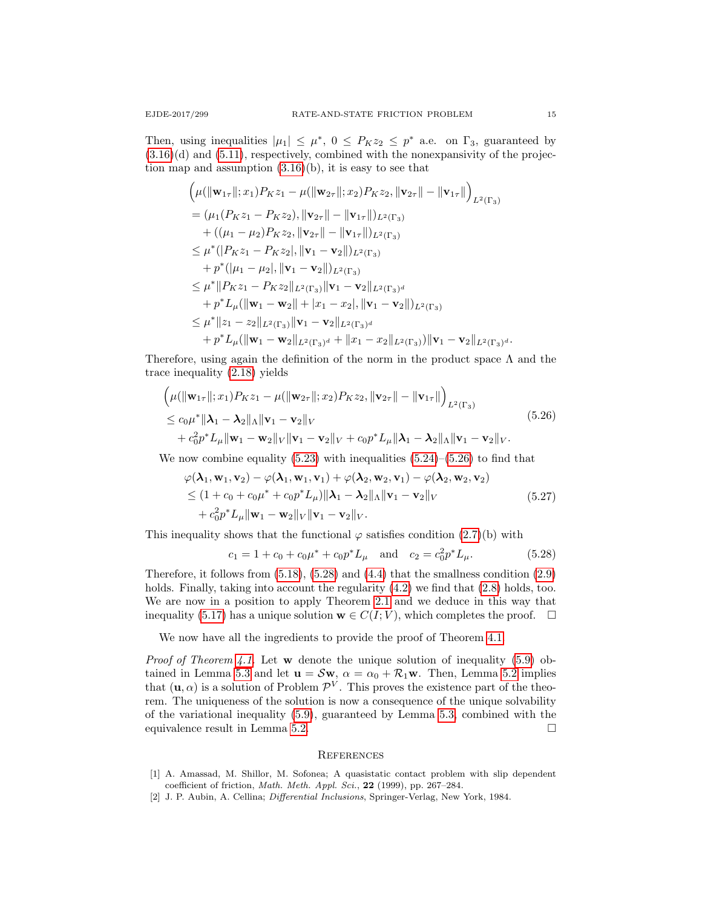Then, using inequalities $|\mu_1| \le \mu^*$, $0 \le P_K z_2 \le p^*$ a.e. on $\Gamma_3$, guaranteed by (3.16)(d) and (5.11), respectively, combined with the nonexpansivity of the projection map and assumption (3.16)(b), it is easy to see that

$$
\begin{aligned}
&\Big(\mu(\|\mathbf{w}_{1\tau}\|;x_1)P_K z_1 - \mu(\|\mathbf{w}_{2\tau}\|;x_2)P_K z_2, \|\mathbf{v}_{2\tau}\| - \|\mathbf{v}_{1\tau}\|\Big)_{L^2(\Gamma_3)}\\
&= (\mu_1(P_K z_1 - P_K z_2), \|\mathbf{v}_{2\tau}\| - \|\mathbf{v}_{1\tau}\|)_{L^2(\Gamma_3)}\\
&\quad + ((\mu_1-\mu_2)P_K z_2, \|\mathbf{v}_{2\tau}\| - \|\mathbf{v}_{1\tau}\|)_{L^2(\Gamma_3)}\\
&\le \mu^*(|P_K z_1 - P_K z_2|, \|\mathbf{v}_1 - \mathbf{v}_2\|)_{L^2(\Gamma_3)}\\
&\quad + p^*(|\mu_1-\mu_2|, \|\mathbf{v}_1 - \mathbf{v}_2\|)_{L^2(\Gamma_3)}\\
&\le \mu^*\|P_K z_1 - P_K z_2\|_{L^2(\Gamma_3)}\|\mathbf{v}_1 - \mathbf{v}_2\|_{L^2(\Gamma_3)^d}\\
&\quad + p^* L_\mu(\|\mathbf{w}_1 - \mathbf{w}_2\| + |x_1 - x_2|, \|\mathbf{v}_1 - \mathbf{v}_2\|)_{L^2(\Gamma_3)}\\
&\le \mu^*\|z_1 - z_2\|_{L^2(\Gamma_3)}\|\mathbf{v}_1 - \mathbf{v}_2\|_{L^2(\Gamma_3)^d}\\
&\quad + p^* L_\mu(\|\mathbf{w}_1 - \mathbf{w}_2\|_{L^2(\Gamma_3)^d} + \|x_1 - x_2\|_{L^2(\Gamma_3)})\|\mathbf{v}_1 - \mathbf{v}_2\|_{L^2(\Gamma_3)^d}.
\end{aligned}
$$

Therefore, using again the definition of the norm in the product space $\Lambda$ and the trace inequality (2.18) yields

$$
\begin{aligned}
&\Big(\mu(\|\mathbf{w}_{1\tau}\|;x_1)P_K z_1 - \mu(\|\mathbf{w}_{2\tau}\|;x_2)P_K z_2, \|\mathbf{v}_{2\tau}\| - \|\mathbf{v}_{1\tau}\|\Big)_{L^2(\Gamma_3)}\\
&\le c_0\mu^*\|\boldsymbol{\lambda}_1 - \boldsymbol{\lambda}_2\|_\Lambda\|\mathbf{v}_1 - \mathbf{v}_2\|_V\\
&\quad + c_0^2 p^* L_\mu\|\mathbf{w}_1 - \mathbf{w}_2\|_V\|\mathbf{v}_1 - \mathbf{v}_2\|_V + c_0 p^* L_\mu\|\boldsymbol{\lambda}_1 - \boldsymbol{\lambda}_2\|_\Lambda\|\mathbf{v}_1 - \mathbf{v}_2\|_V.
\end{aligned}
\tag{5.26}
$$

We now combine equality (5.23) with inequalities (5.24)–(5.26) to find that

$$
\begin{aligned}
&\varphi(\boldsymbol{\lambda}_1, \mathbf{w}_1, \mathbf{v}_2) - \varphi(\boldsymbol{\lambda}_1, \mathbf{w}_1, \mathbf{v}_1) + \varphi(\boldsymbol{\lambda}_2, \mathbf{w}_2, \mathbf{v}_1) - \varphi(\boldsymbol{\lambda}_2, \mathbf{w}_2, \mathbf{v}_2)\\
&\le (1 + c_0 + c_0\mu^* + c_0 p^* L_\mu)\|\boldsymbol{\lambda}_1 - \boldsymbol{\lambda}_2\|_\Lambda\|\mathbf{v}_1 - \mathbf{v}_2\|_V\\
&\quad + c_0^2 p^* L_\mu\|\mathbf{w}_1 - \mathbf{w}_2\|_V\|\mathbf{v}_1 - \mathbf{v}_2\|_V.
\end{aligned}
\tag{5.27}
$$

This inequality shows that the functional $\varphi$ satisfies condition (2.7)(b) with

$$
c_1 = 1 + c_0 + c_0\mu^* + c_0 p^* L_\mu \quad \text{and} \quad c_2 = c_0^2 p^* L_\mu. \tag{5.28}
$$

Therefore, it follows from (5.18), (5.28) and (4.4) that the smallness condition (2.9) holds. Finally, taking into account the regularity (4.2) we find that (2.8) holds, too. We are now in a position to apply Theorem 2.1 and we deduce in this way that inequality (5.17) has a unique solution $\mathbf{w} \in C(I;V)$, which completes the proof. $\square$

We now have all the ingredients to provide the proof of Theorem 4.1.

*Proof of Theorem 4.1.* Let $\mathbf{w}$ denote the unique solution of inequality (5.9) obtained in Lemma 5.3 and let $\mathbf{u} = \mathcal{S}\mathbf{w}$, $\alpha = \alpha_0 + \mathcal{R}_1\mathbf{w}$. Then, Lemma 5.2 implies that $(\mathbf{u}, \alpha)$ is a solution of Problem $\mathcal{P}^V$. This proves the existence part of the theorem. The uniqueness of the solution is now a consequence of the unique solvability of the variational inequality (5.9), guaranteed by Lemma 5.3, combined with the equivalence result in Lemma 5.2. $\square$

## References

[1] A. Amassad, M. Shillor, M. Sofonea; A quasistatic contact problem with slip dependent coefficient of friction, *Math. Meth. Appl. Sci.*, **22** (1999), pp. 267–284.

[2] J. P. Aubin, A. Cellina; *Differential Inclusions*, Springer-Verlag, New York, 1984.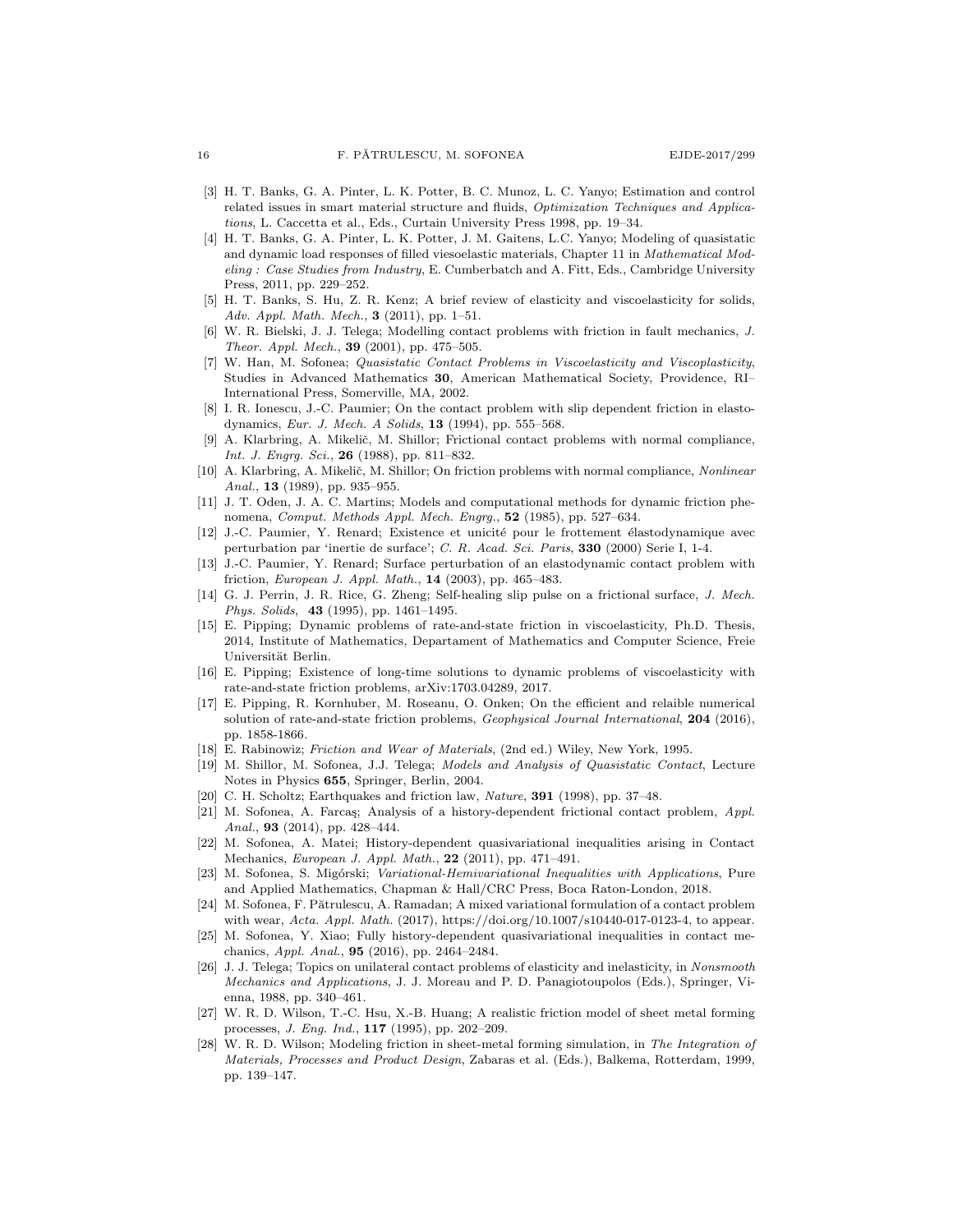[3] H. T. Banks, G. A. Pinter, L. K. Potter, B. C. Munoz, L. C. Yanyo; Estimation and control related issues in smart material structure and fluids, *Optimization Techniques and Applications*, L. Caccetta et al., Eds., Curtain University Press 1998, pp. 19–34.

[4] H. T. Banks, G. A. Pinter, L. K. Potter, J. M. Gaitens, L.C. Yanyo; Modeling of quasistatic and dynamic load responses of filled viesoelastic materials, Chapter 11 in *Mathematical Modeling : Case Studies from Industry*, E. Cumberbatch and A. Fitt, Eds., Cambridge University Press, 2011, pp. 229–252.

[5] H. T. Banks, S. Hu, Z. R. Kenz; A brief review of elasticity and viscoelasticity for solids, *Adv. Appl. Math. Mech.*, **3** (2011), pp. 1–51.

[6] W. R. Bielski, J. J. Telega; Modelling contact problems with friction in fault mechanics, *J. Theor. Appl. Mech.*, **39** (2001), pp. 475–505.

[7] W. Han, M. Sofonea; *Quasistatic Contact Problems in Viscoelasticity and Viscoplasticity*, Studies in Advanced Mathematics **30**, American Mathematical Society, Providence, RI–International Press, Somerville, MA, 2002.

[8] I. R. Ionescu, J.-C. Paumier; On the contact problem with slip dependent friction in elastodynamics, *Eur. J. Mech. A Solids*, **13** (1994), pp. 555–568.

[9] A. Klarbring, A. Mikelič, M. Shillor; Frictional contact problems with normal compliance, *Int. J. Engrg. Sci.*, **26** (1988), pp. 811–832.

[10] A. Klarbring, A. Mikelič, M. Shillor; On friction problems with normal compliance, *Nonlinear Anal.*, **13** (1989), pp. 935–955.

[11] J. T. Oden, J. A. C. Martins; Models and computational methods for dynamic friction phenomena, *Comput. Methods Appl. Mech. Engrg.*, **52** (1985), pp. 527–634.

[12] J.-C. Paumier, Y. Renard; Existence et unicité pour le frottement élastodynamique avec perturbation par 'inertie de surface'; *C. R. Acad. Sci. Paris*, **330** (2000) Serie I, 1-4.

[13] J.-C. Paumier, Y. Renard; Surface perturbation of an elastodynamic contact problem with friction, *European J. Appl. Math.*, **14** (2003), pp. 465–483.

[14] G. J. Perrin, J. R. Rice, G. Zheng; Self-healing slip pulse on a frictional surface, *J. Mech. Phys. Solids*, **43** (1995), pp. 1461–1495.

[15] E. Pipping; Dynamic problems of rate-and-state friction in viscoelasticity, Ph.D. Thesis, 2014, Institute of Mathematics, Departament of Mathematics and Computer Science, Freie Universität Berlin.

[16] E. Pipping; Existence of long-time solutions to dynamic problems of viscoelasticity with rate-and-state friction problems, arXiv:1703.04289, 2017.

[17] E. Pipping, R. Kornhuber, M. Roseanu, O. Onken; On the efficient and relaible numerical solution of rate-and-state friction problems, *Geophysical Journal International*, **204** (2016), pp. 1858-1866.

[18] E. Rabinowiz; *Friction and Wear of Materials*, (2nd ed.) Wiley, New York, 1995.

[19] M. Shillor, M. Sofonea, J.J. Telega; *Models and Analysis of Quasistatic Contact*, Lecture Notes in Physics **655**, Springer, Berlin, 2004.

[20] C. H. Scholtz; Earthquakes and friction law, *Nature*, **391** (1998), pp. 37–48.

[21] M. Sofonea, A. Farcaş; Analysis of a history-dependent frictional contact problem, *Appl. Anal.*, **93** (2014), pp. 428–444.

[22] M. Sofonea, A. Matei; History-dependent quasivariational inequalities arising in Contact Mechanics, *European J. Appl. Math.*, **22** (2011), pp. 471–491.

[23] M. Sofonea, S. Migórski; *Variational-Hemivariational Inequalities with Applications*, Pure and Applied Mathematics, Chapman & Hall/CRC Press, Boca Raton-London, 2018.

[24] M. Sofonea, F. Pătrulescu, A. Ramadan; A mixed variational formulation of a contact problem with wear, *Acta. Appl. Math.* (2017), https://doi.org/10.1007/s10440-017-0123-4, to appear.

[25] M. Sofonea, Y. Xiao; Fully history-dependent quasivariational inequalities in contact mechanics, *Appl. Anal.*, **95** (2016), pp. 2464–2484.

[26] J. J. Telega; Topics on unilateral contact problems of elasticity and inelasticity, in *Nonsmooth Mechanics and Applications*, J. J. Moreau and P. D. Panagiotoupolos (Eds.), Springer, Vienna, 1988, pp. 340–461.

[27] W. R. D. Wilson, T.-C. Hsu, X.-B. Huang; A realistic friction model of sheet metal forming processes, *J. Eng. Ind.*, **117** (1995), pp. 202–209.

[28] W. R. D. Wilson; Modeling friction in sheet-metal forming simulation, in *The Integration of Materials, Processes and Product Design*, Zabaras et al. (Eds.), Balkema, Rotterdam, 1999, pp. 139–147.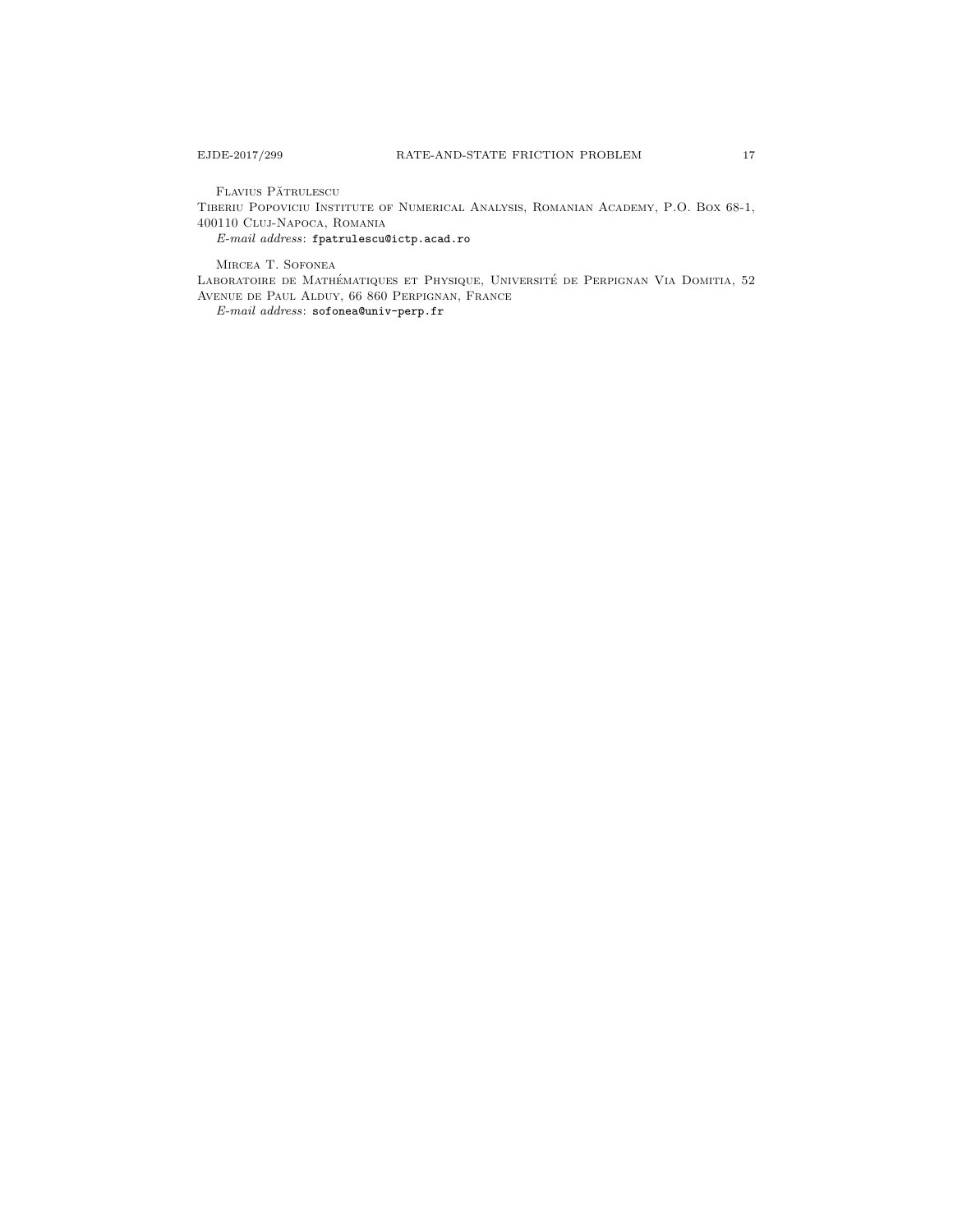Flavius Pătrulescu

Tiberiu Popoviciu Institute of Numerical Analysis, Romanian Academy, P.O. Box 68-1, 400110 Cluj-Napoca, Romania

*E-mail address*: `fpatrulescu@ictp.acad.ro`

Mircea T. Sofonea

Laboratoire de Mathématiques et Physique, Université de Perpignan Via Domitia, 52 Avenue de Paul Alduy, 66 860 Perpignan, France

*E-mail address*: `sofonea@univ-perp.fr`